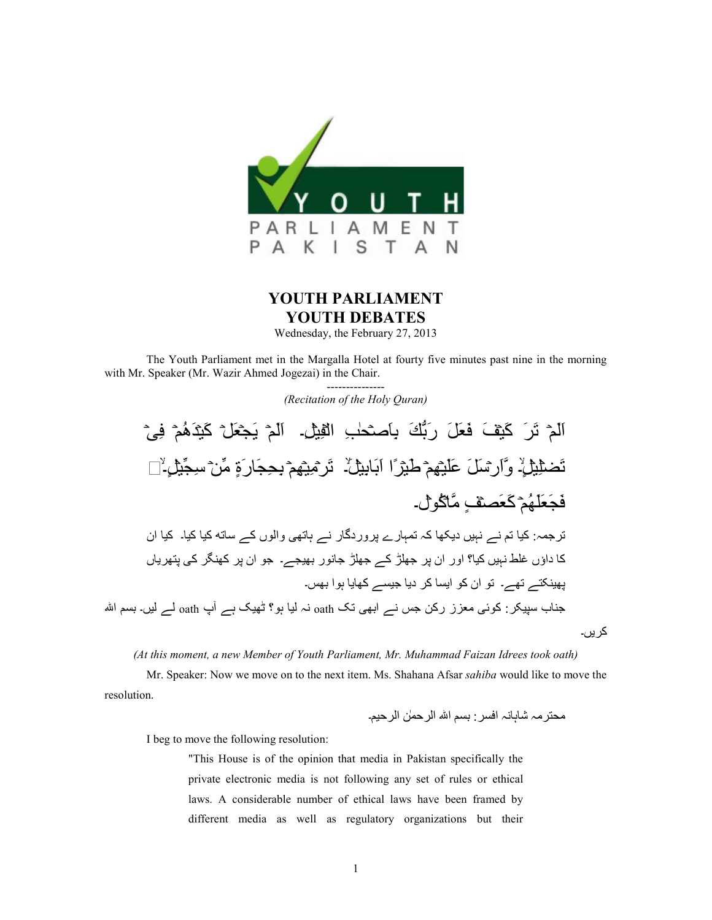# YOUTH PARLIAMENT
## YOUTH DEBATES

Wednesday, the February 27, 2013

The Youth Parliament met in the Margalla Hotel at fourty five minutes past nine in the morning with Mr. Speaker (Mr. Wazir Ahmed Jogezai) in the Chair.

---------------

*(Recitation of the Holy Quran)*

اَلَمۡ تَرَ كَيۡفَ فَعَلَ رَبُّكَ بِاَصۡحٰبِ الۡفِيۡلِ۔ اَلَمۡ يَجۡعَلۡ كَيۡدَهُمۡ فِىۡ تَضۡلِيۡلٍۙ۔ وَّاَرۡسَلَ عَلَيۡهِمۡ طَيۡرًا اَبَابِيۡلَۙ۔ تَرۡمِيۡهِمۡ بِحِجَارَةٍ مِّنۡ سِجِّيۡلٍ۔ۙ فَجَعَلَهُمۡ كَعَصۡفٍ مَّاۡكُوۡلٍ۔

ترجمہ: کیا تم نے نہیں دیکھا کہ تمہارے پروردگار نے ہاتھی والوں کے ساتھ کیا کیا۔ کیا ان کا داؤں غلط نہیں کیا؟ اور ان پر جھلڑ کے جھلڑ جانور بھیجے۔ جو ان پر کھنگر کی پتھریاں پھینکتے تھے۔ تو ان کو ایسا کر دیا جیسے کھایا ہوا بھس۔

جناب سپیکر: کوئی معزز رکن جس نے ابھی تک oath نہ لیا ہو؟ ٹھیک ہے آپ oath لے لیں۔ بسم اللہ کریں۔

*(At this moment, a new Member of Youth Parliament, Mr. Muhammad Faizan Idrees took oath)*

Mr. Speaker: Now we move on to the next item. Ms. Shahana Afsar *sahiba* would like to move the resolution.

محترمہ شاہانہ افسر: بسم اللہ الرحمٰن الرحیم۔

I beg to move the following resolution:

> "This House is of the opinion that media in Pakistan specifically the private electronic media is not following any set of rules or ethical laws. A considerable number of ethical laws have been framed by different media as well as regulatory organizations but their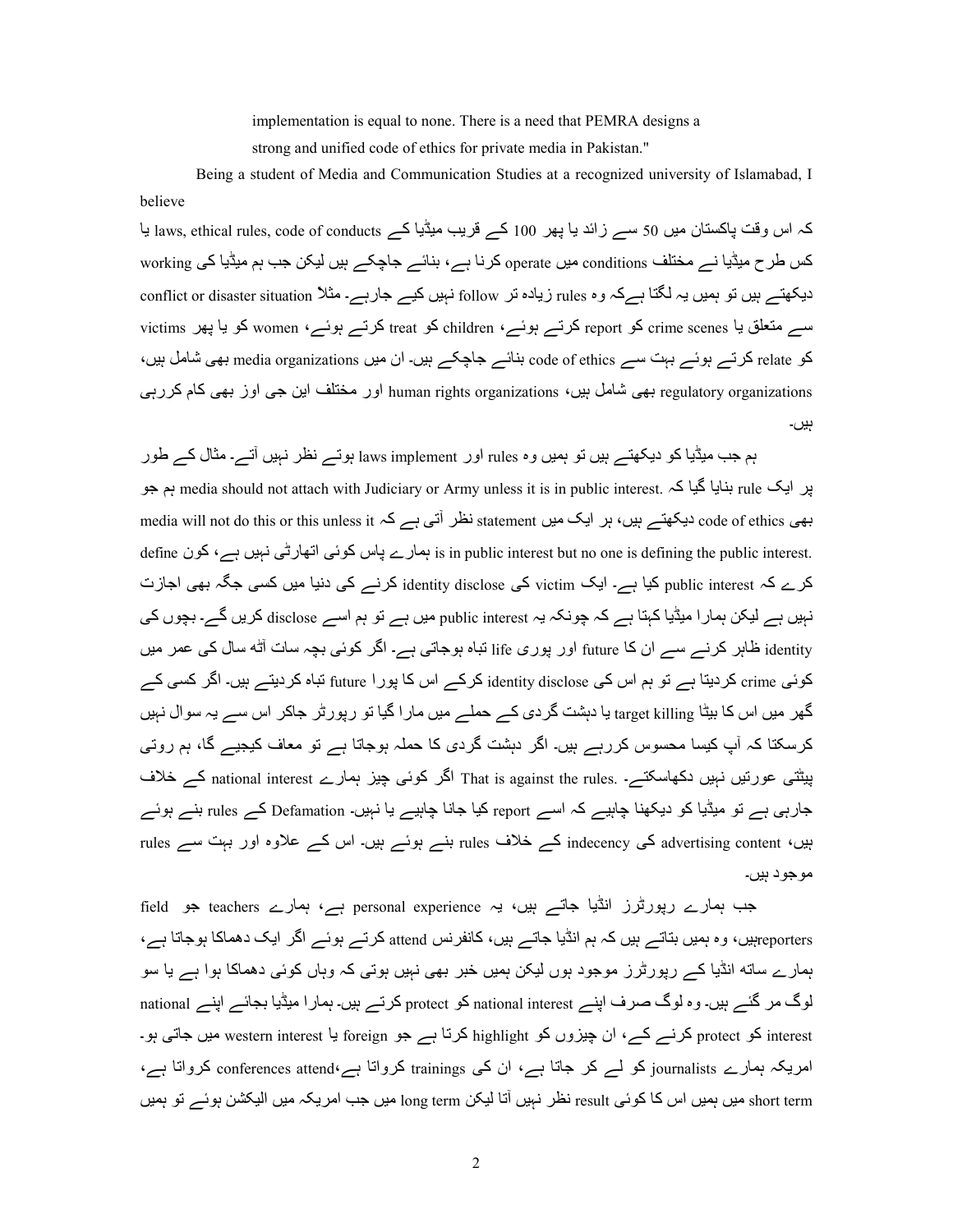implementation is equal to none. There is a need that PEMRA designs a strong and unified code of ethics for private media in Pakistan."

Being a student of Media and Communication Studies at a recognized university of Islamabad, I believe

کہ اس وقت پاکستان میں 50 سے زائد یا پھر 100 کے قریب میڈیا کے laws, ethical rules, code of conducts یا کس طرح میڈیا نے مختلف conditions میں operate کرنا ہے، بنائے جاچکے ہیں لیکن جب ہم میڈیا کی working دیکھتے ہیں تو ہمیں یہ لگتا ہےکہ وہ rules زیادہ تر follow نہیں کیے جارہے۔ مثلاً conflict or disaster situation سے متعلق یا crime scenes کو report کرتے ہوئے، children کو treat کرتے ہوئے، women کو یا پھر victims کو relate کرتے ہوئے بہت سے code of ethics بنائے جاچکے ہیں۔ ان میں media organizations بھی شامل ہیں، regulatory organizations بھی شامل ہیں، human rights organizations اور مختلف این جی اوز بھی کام کررہی ہیں۔

ہم جب میڈیا کو دیکھتے ہیں تو ہمیں وہ rules اور laws implement ہوتے نظر نہیں آتے۔ مثال کے طور پر ایک rule بنایا گیا کہ .media should not attach with Judiciary or Army unless it is in public interest ہم جو بھی code of ethics دیکھتے ہیں، ہر ایک میں statement نظر آتی ہے کہ media will not do this or this unless it .is in public interest but no one is defining the public interest ہمارے پاس کوئی اتھارٹی نہیں ہے، کون define کرے کہ public interest کیا ہے۔ ایک victim کی identity disclose کرنے کی دنیا میں کسی جگہ بھی اجازت نہیں ہے لیکن ہمارا میڈیا کہتا ہے کہ چونکہ یہ public interest میں ہے تو ہم اسے disclose کریں گے۔ بچوں کی identity ظاہر کرنے سے ان کا future اور پوری life تباہ ہوجاتی ہے۔ اگر کوئی بچہ سات آٹھ سال کی عمر میں کوئی crime کردیتا ہے تو ہم اس کی identity disclose کرکے اس کا پورا future تباہ کردیتے ہیں۔ اگر کسی کے گھر میں اس کا بیٹا target killing یا دہشت گردی کے حملے میں مارا گیا تو رپورٹر جاکر اس سے یہ سوال نہیں کرسکتا کہ آپ کیسا محسوس کررہے ہیں۔ اگر دہشت گردی کا حملہ ہوجاتا ہے تو معاف کیجیے گا، ہم روتی پیٹتی عورتیں نہیں دکھاسکتے۔ .That is against the rules اگر کوئی چیز ہمارے national interest کے خلاف جارہی ہے تو میڈیا کو دیکھنا چاہیے کہ اسے report کیا جانا چاہیے یا نہیں۔ Defamation کے rules بنے ہوئے ہیں، advertising content کی indecency کے خلاف rules بنے ہوئے ہیں۔ اس کے علاوہ اور بہت سے rules موجود ہیں۔

جب ہمارے رپورٹرز انڈیا جاتے ہیں، یہ personal experience ہے، ہمارے teachers جو field reportersہیں، وہ ہمیں بتاتے ہیں کہ ہم انڈیا جاتے ہیں، کانفرنس attend کرتے ہوئے اگر ایک دھماکا ہوجاتا ہے، ہمارے ساتھ انڈیا کے رپورٹرز موجود ہوں لیکن ہمیں خبر بھی نہیں ہوتی کہ وہاں کوئی دھماکا ہوا ہے یا سو لوگ مر گئے ہیں۔ وہ لوگ صرف اپنے national interest کو protect کرتے ہیں۔ ہمارا میڈیا بجائے اپنے national interest کو protect کرنے کے، ان چیزوں کو highlight کرتا ہے جو foreign یا western interest میں جاتی ہو۔ امریکہ ہمارے journalists کو لے کر جاتا ہے، ان کی trainings کرواتا ہے،conferences attend کرواتا ہے، short term میں ہمیں اس کا کوئی result نظر نہیں آتا لیکن long term میں جب امریکہ میں الیکشن ہوئے تو ہمیں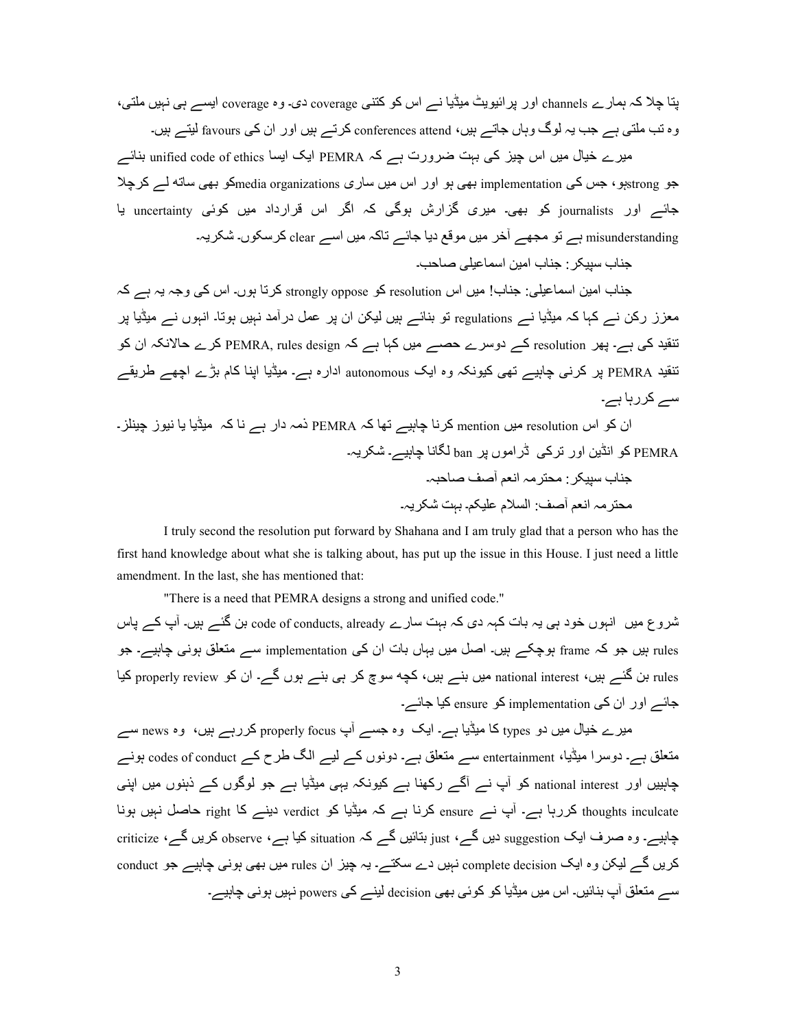پتا چلا کہ ہمارے channels اور پرائیویٹ میڈیا نے اس کو کتنی coverage دی۔ وہ coverage ایسے ہی نہیں ملتی، وہ تب ملتی ہے جب یہ لوگ وہاں جاتے ہیں، conferences attend کرتے ہیں اور ان کی favours لیتے ہیں۔

میرے خیال میں اس چیز کی بہت ضرورت ہے کہ PEMRA ایک ایسا unified code of ethics بنائے جو strongہو، جس کی implementation بھی ہو اور اس میں ساری media organizationsکو بھی ساتھ لے کرچلا جائے اور journalists کو بھی۔ میری گزارش ہوگی کہ اگر اس قرارداد میں کوئی uncertainty یا misunderstanding ہے تو مجھے آخر میں موقع دیا جائے تاکہ میں اسے clear کرسکوں۔ شکریہ۔

جناب سپیکر: جناب امین اسماعیلی صاحب۔

جناب امین اسماعیلی: جناب! میں اس resolution کو strongly oppose کرتا ہوں۔ اس کی وجہ یہ ہے کہ معزز رکن نے کہا کہ میڈیا نے regulations تو بنائے ہیں لیکن ان پر عمل درآمد نہیں ہوتا۔ انہوں نے میڈیا پر تنقید کی ہے۔ پھر resolution کے دوسرے حصے میں کہا ہے کہ PEMRA, rules design کرے حالانکہ ان کو تنقید PEMRA پر کرنی چاہیے تھی کیونکہ وہ ایک autonomous ادارہ ہے۔ میڈیا اپنا کام بڑے اچھے طریقے سے کررہا ہے۔

ان کو اس resolution میں mention کرنا چاہیے تھا کہ PEMRA ذمہ دار ہے نا کہ میڈیا یا نیوز چینلز۔ PEMRA کو انڈین اور ترکی ڈراموں پر ban لگانا چاہیے۔ شکریہ۔

جناب سپیکر: محترمہ انعم آصف صاحبہ۔

محترمہ انعم آصف: السلام علیکم۔ بہت شکریہ۔

I truly second the resolution put forward by Shahana and I am truly glad that a person who has the first hand knowledge about what she is talking about, has put up the issue in this House. I just need a little amendment. In the last, she has mentioned that:

"There is a need that PEMRA designs a strong and unified code."

شروع میں انہوں خود ہی یہ بات کہہ دی کہ بہت سارے code of conducts, already بن گئے ہیں۔ آپ کے پاس rules ہیں جو کہ frame ہوچکے ہیں۔ اصل میں یہاں بات ان کی implementation سے متعلق ہونی چاہیے۔ جو rules بن گئے ہیں، national interest میں بنے ہیں، کچھ سوچ کر ہی بنے ہوں گے۔ ان کو properly review کیا جائے اور ان کی implementation کو ensure کیا جائے۔

میرے خیال میں دو types کا میڈیا ہے۔ ایک وہ جسے آپ properly focus کررہے ہیں، وہ news سے متعلق ہے۔ دوسرا میڈیا، entertainment سے متعلق ہے۔ دونوں کے لیے الگ طرح کے codes of conduct ہونے چاہییں اور national interest کو آپ نے آگے رکھنا ہے کیونکہ یہی میڈیا ہے جو لوگوں کے ذہنوں میں اپنی thoughts inculcate کررہا ہے۔ آپ نے ensure کرنا ہے کہ میڈیا کو verdict دینے کا right حاصل نہیں ہونا چاہیے۔ وہ صرف ایک suggestion دیں گے، just بتائیں گے کہ situation کیا ہے، observe کریں گے، criticize کریں گے لیکن وہ ایک complete decision نہیں دے سکتے۔ یہ چیز ان rules میں بھی ہونی چاہیے جو conduct سے متعلق آپ بنائیں۔ اس میں میڈیا کو کوئی بھی decision لینے کی powers نہیں ہونی چاہیے۔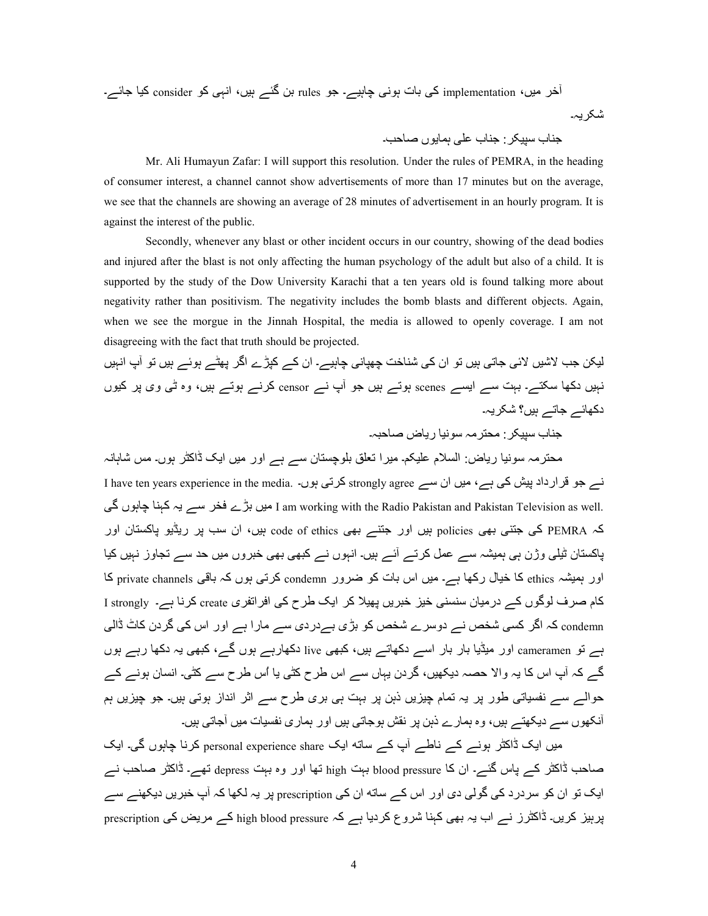آخر میں، implementation کی بات ہونی چاہیے۔ جو rules بن گئے ہیں، انہی کو consider کیا جائے۔ شکریہ۔

جناب سپیکر: جناب علی ہمایوں صاحب۔

Mr. Ali Humayun Zafar: I will support this resolution. Under the rules of PEMRA, in the heading of consumer interest, a channel cannot show advertisements of more than 17 minutes but on the average, we see that the channels are showing an average of 28 minutes of advertisement in an hourly program. It is against the interest of the public.

Secondly, whenever any blast or other incident occurs in our country, showing of the dead bodies and injured after the blast is not only affecting the human psychology of the adult but also of a child. It is supported by the study of the Dow University Karachi that a ten years old is found talking more about negativity rather than positivism. The negativity includes the bomb blasts and different objects. Again, when we see the morgue in the Jinnah Hospital, the media is allowed to openly coverage. I am not disagreeing with the fact that truth should be projected.

لیکن جب لاشیں لائی جاتی ہیں تو ان کی شناخت چھپانی چاہیے۔ ان کے کپڑے اگر پھٹے ہوئے ہیں تو آپ انہیں نہیں دکھا سکتے۔ بہت سے ایسے scenes ہوتے ہیں جو آپ نے censor کرنے ہوتے ہیں، وہ ٹی وی پر کیوں دکھائے جاتے ہیں؟ شکریہ۔

جناب سپیکر: محترمہ سونیا ریاض صاحبہ۔

محترمہ سونیا ریاض: السلام علیکم۔ میرا تعلق بلوچستان سے ہے اور میں ایک ڈاکٹر ہوں۔ مس شاہانہ نے جو قرارداد پیش کی ہے، میں ان سے strongly agree کرتی ہوں۔ .I have ten years experience in the media .I am working with the Radio Pakistan and Pakistan Television as well میں بڑے فخر سے یہ کہنا چاہوں گی کہ PEMRA کی جتنی بھی policies ہیں اور جتنے بھی code of ethics ہیں، ان سب پر ریڈیو پاکستان اور پاکستان ٹیلی وژن ہی ہمیشہ سے عمل کرتے آئے ہیں۔ انہوں نے کبھی بھی خبروں میں حد سے تجاوز نہیں کیا اور ہمیشہ ethics کا خیال رکھا ہے۔ میں اس بات کو ضرور condemn کرتی ہوں کہ باقی private channels کا کام صرف لوگوں کے درمیان سنسنی خیز خبریں پھیلا کر ایک طرح کی افراتفری create کرنا ہے۔ I strongly condemn کہ اگر کسی شخص نے دوسرے شخص کو بڑی بےدردی سے مارا ہے اور اس کی گردن کاٹ ڈالی ہے تو cameramen اور میڈیا بار بار اسے دکھاتے ہیں، کبھی live دکھارہے ہوں گے، کبھی یہ دکھا رہے ہوں گے کہ آپ اس کا یہ والا حصہ دیکھیں، گردن یہاں سے اس طرح کٹی یا اُس طرح سے کٹی۔ انسان ہونے کے حوالے سے نفسیاتی طور پر یہ تمام چیزیں ذہن پر بہت ہی بری طرح سے اثر انداز ہوتی ہیں۔ جو چیزیں ہم آنکھوں سے دیکھتے ہیں، وہ ہمارے ذہن پر نقش ہوجاتی ہیں اور ہماری نفسیات میں آجاتی ہیں۔

میں ایک ڈاکٹر ہونے کے ناطے آپ کے ساتھ ایک personal experience share کرنا چاہوں گی۔ ایک صاحب ڈاکٹر کے پاس گئے۔ ان کا blood pressure بہت high تھا اور وہ بہت depress تھے۔ ڈاکٹر صاحب نے ایک تو ان کو سردرد کی گولی دی اور اس کے ساتھ ان کی prescription پر یہ لکھا کہ آپ خبریں دیکھنے سے پرہیز کریں۔ ڈاکٹرز نے اب یہ بھی کہنا شروع کردیا ہے کہ high blood pressure کے مریض کی prescription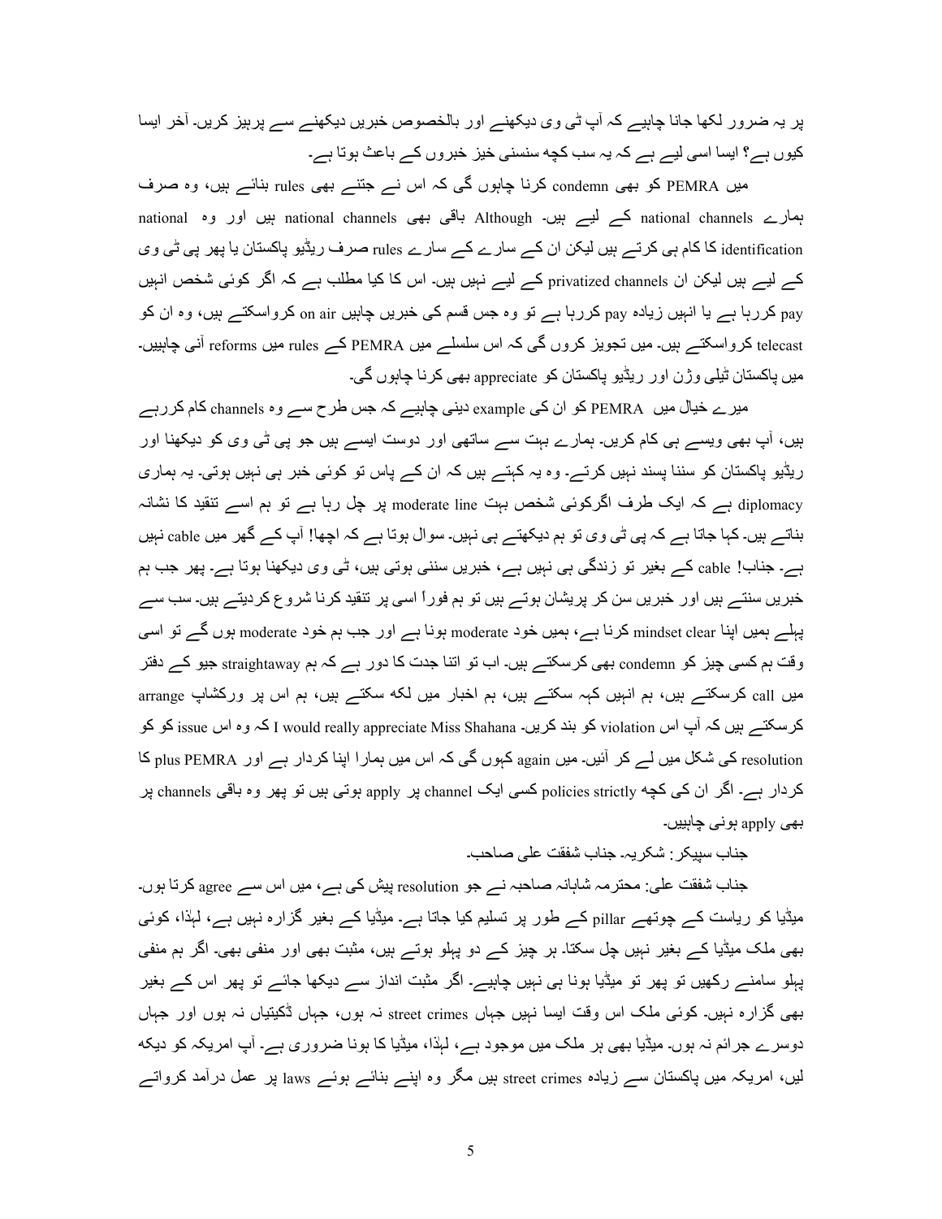پر یہ ضرور لکھا جانا چاہیے کہ آپ ٹی وی دیکھنے اور بالخصوص خبریں دیکھنے سے پرہیز کریں۔ آخر ایسا کیوں ہے؟ ایسا اسی لیے ہے کہ یہ سب کچھ سنسنی خیز خبروں کے باعث ہوتا ہے۔

میں PEMRA کو بھی condemn کرنا چاہوں گی کہ اس نے جتنے بھی rules بنائے ہیں، وہ صرف ہمارے national channels کے لیے ہیں۔ Although باقی بھی national channels ہیں اور وہ national identification کا کام ہی کرتے ہیں لیکن ان کے سارے کے سارے rules صرف ریڈیو پاکستان یا پھر پی ٹی وی کے لیے ہیں لیکن ان privatized channels کے لیے نہیں ہیں۔ اس کا کیا مطلب ہے کہ اگر کوئی شخص انہیں pay کررہا ہے یا انہیں زیادہ pay کررہا ہے تو وہ جس قسم کی خبریں چاہیں on air کرواسکتے ہیں، وہ ان کو telecast کرواسکتے ہیں۔ میں تجویز کروں گی کہ اس سلسلے میں PEMRA کے rules میں reforms آنی چاہییں۔ میں پاکستان ٹیلی وژن اور ریڈیو پاکستان کو appreciate بھی کرنا چاہوں گی۔

میرے خیال میں PEMRA کو ان کی example دینی چاہیے کہ جس طرح سے وہ channels کام کررہے ہیں، آپ بھی ویسے ہی کام کریں۔ ہمارے بہت سے ساتھی اور دوست ایسے ہیں جو پی ٹی وی کو دیکھنا اور ریڈیو پاکستان کو سننا پسند نہیں کرتے۔ وہ یہ کہتے ہیں کہ ان کے پاس تو کوئی خبر ہی نہیں ہوتی۔ یہ ہماری diplomacy ہے کہ ایک طرف اگرکوئی شخص بہت moderate line پر چل رہا ہے تو ہم اسے تنقید کا نشانہ بناتے ہیں۔ کہا جاتا ہے کہ پی ٹی وی تو ہم دیکھتے ہی نہیں۔ سوال ہوتا ہے کہ اچھا! آپ کے گھر میں cable نہیں ہے۔ جناب! cable کے بغیر تو زندگی ہی نہیں ہے، خبریں سننی ہوتی ہیں، ٹی وی دیکھنا ہوتا ہے۔ پھر جب ہم خبریں سنتے ہیں اور خبریں سن کر پریشان ہوتے ہیں تو ہم فوراً اسی پر تنقید کرنا شروع کردیتے ہیں۔ سب سے پہلے ہمیں اپنا mindset clear کرنا ہے، ہمیں خود moderate ہونا ہے اور جب ہم خود moderate ہوں گے تو اسی وقت ہم کسی چیز کو condemn بھی کرسکتے ہیں۔ اب تو اتنا جدت کا دور ہے کہ ہم straightaway جیو کے دفتر میں call کرسکتے ہیں، ہم انہیں کہہ سکتے ہیں، ہم اخبار میں لکھ سکتے ہیں، ہم اس پر ورکشاپ arrange کرسکتے ہیں کہ آپ اس violation کو بند کریں۔ I would really appreciate Miss Shahana کہ وہ اس issue کو کو resolution کی شکل میں لے کر آئیں۔ میں again کہوں گی کہ اس میں ہمارا اپنا کردار ہے اور plus PEMRA کا کردار ہے۔ اگر ان کی کچھ policies strictly کسی ایک channel پر apply ہوتی ہیں تو پھر وہ باقی channels پر بھی apply ہونی چاہییں۔

جناب سپیکر: شکریہ۔ جناب شفقت علی صاحب۔

جناب شفقت علی: محترمہ شاہانہ صاحبہ نے جو resolution پیش کی ہے، میں اس سے agree کرتا ہوں۔ میڈیا کو ریاست کے چوتھے pillar کے طور پر تسلیم کیا جاتا ہے۔ میڈیا کے بغیر گزارہ نہیں ہے، لہٰذا، کوئی بھی ملک میڈیا کے بغیر نہیں چل سکتا۔ ہر چیز کے دو پہلو ہوتے ہیں، مثبت بھی اور منفی بھی۔ اگر ہم منفی پہلو سامنے رکھیں تو پھر تو میڈیا ہونا ہی نہیں چاہیے۔ اگر مثبت انداز سے دیکھا جائے تو پھر اس کے بغیر بھی گزارہ نہیں۔ کوئی ملک اس وقت ایسا نہیں جہاں street crimes نہ ہوں، جہاں ڈکیتیاں نہ ہوں اور جہاں دوسرے جرائم نہ ہوں۔ میڈیا بھی ہر ملک میں موجود ہے، لہٰذا، میڈیا کا ہونا ضروری ہے۔ آپ امریکہ کو دیکھ لیں، امریکہ میں پاکستان سے زیادہ street crimes ہیں مگر وہ اپنے بنائے ہوئے laws پر عمل درآمد کرواتے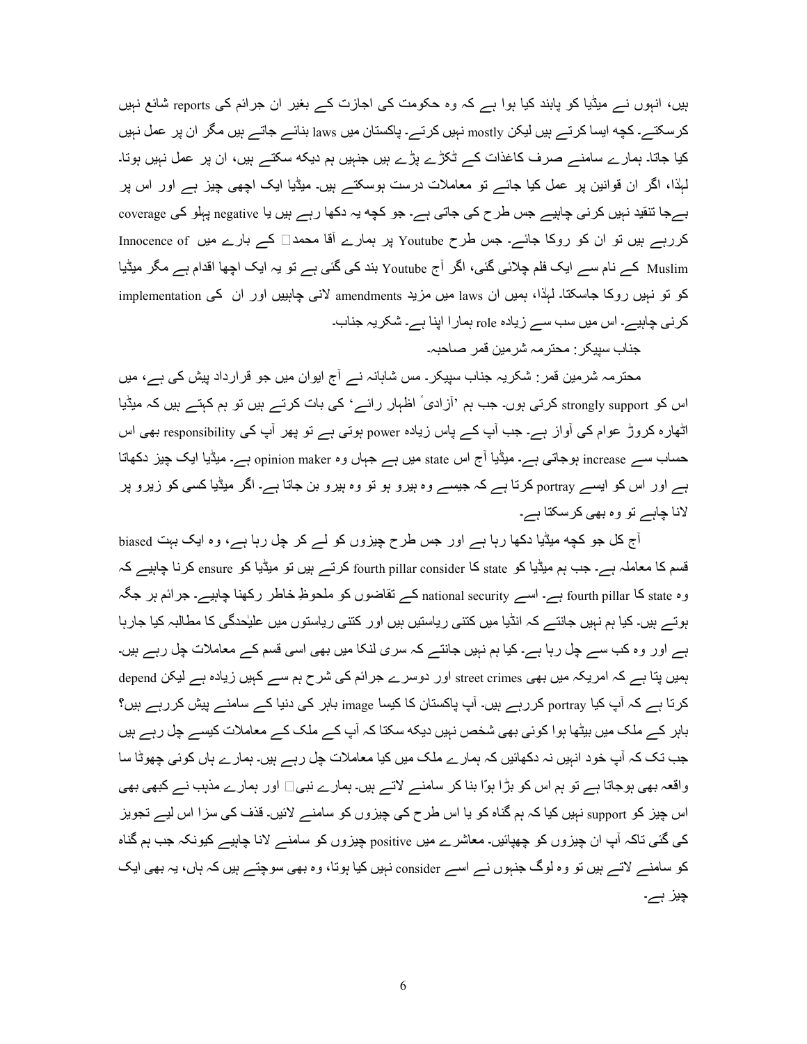ہیں، انہوں نے میڈیا کو پابند کیا ہوا ہے کہ وہ حکومت کی اجازت کے بغیر ان جرائم کی reports شائع نہیں کرسکتے۔ کچھ ایسا کرتے ہیں لیکن mostly نہیں کرتے۔ پاکستان میں laws بنائے جاتے ہیں مگر ان پر عمل نہیں کیا جاتا۔ ہمارے سامنے صرف کاغذات کے ٹکڑے پڑے ہیں جنہیں ہم دیکھ سکتے ہیں، ان پر عمل نہیں ہوتا۔ لہٰذا، اگر ان قوانین پر عمل کیا جائے تو معاملات درست ہوسکتے ہیں۔ میڈیا ایک اچھی چیز ہے اور اس پر بےجا تنقید نہیں کرنی چاہیے جس طرح کی جاتی ہے۔ جو کچھ یہ دکھا رہے ہیں یا negative پہلو کی coverage کررہے ہیں تو ان کو روکا جائے۔ جس طرح Youtube پر ہمارے آقا محمد کے بارے میں Innocence of Muslim کے نام سے ایک فلم چلائی گئی، اگر آج Youtube بند کی گئی ہے تو یہ ایک اچھا اقدام ہے مگر میڈیا کو تو نہیں روکا جاسکتا۔ لہٰذا، ہمیں ان laws میں مزید amendments لانی چاہییں اور ان کی implementation کرنی چاہیے۔ اس میں سب سے زیادہ role ہمارا اپنا ہے۔ شکریہ جناب۔

جناب سپیکر: محترمہ شرمین قمر صاحبہ۔

محترمہ شرمین قمر: شکریہ جناب سپیکر۔ مس شاہانہ نے آج ایوان میں جو قرارداد پیش کی ہے، میں اس کو strongly support کرتی ہوں۔ جب ہم 'آزادیٔ اظہارِ رائے' کی بات کرتے ہیں تو ہم کہتے ہیں کہ میڈیا اٹھارہ کروڑ عوام کی آواز ہے۔ جب آپ کے پاس زیادہ power ہوتی ہے تو پھر آپ کی responsibility بھی اس حساب سے increase ہوجاتی ہے۔ میڈیا آج اس state میں ہے جہاں وہ opinion maker ہے۔ میڈیا ایک چیز دکھاتا ہے اور اس کو ایسے portray کرتا ہے کہ جیسے وہ ہیرو ہو تو وہ ہیرو بن جاتا ہے۔ اگر میڈیا کسی کو زیرو پر لانا چاہے تو وہ بھی کرسکتا ہے۔

آج کل جو کچھ میڈیا دکھا رہا ہے اور جس طرح چیزوں کو لے کر چل رہا ہے، وہ ایک بہت biased قسم کا معاملہ ہے۔ جب ہم میڈیا کو state کا fourth pillar consider کرتے ہیں تو میڈیا کو ensure کرنا چاہیے کہ وہ state کا fourth pillar ہے۔ اسے national security کے تقاضوں کو ملحوظِ خاطر رکھنا چاہیے۔ جرائم ہر جگہ ہوتے ہیں۔ کیا ہم نہیں جانتے کہ انڈیا میں کتنی ریاستیں ہیں اور کتنی ریاستوں میں علیٰحدگی کا مطالبہ کیا جارہا ہے اور وہ کب سے چل رہا ہے۔ کیا ہم نہیں جانتے کہ سری لنکا میں بھی اسی قسم کے معاملات چل رہے ہیں۔ ہمیں پتا ہے کہ امریکہ میں بھی street crimes اور دوسرے جرائم کی شرح ہم سے کہیں زیادہ ہے لیکن depend کرتا ہے کہ آپ کیا portray کررہے ہیں۔ آپ پاکستان کا کیسا image باہر کی دنیا کے سامنے پیش کررہے ہیں؟ باہر کے ملک میں بیٹھا ہوا کوئی بھی شخص نہیں دیکھ سکتا کہ آپ کے ملک کے معاملات کیسے چل رہے ہیں جب تک کہ آپ خود انہیں نہ دکھائیں کہ ہمارے ملک میں کیا معاملات چل رہے ہیں۔ ہمارے ہاں کوئی چھوٹا سا واقعہ بھی ہوجاتا ہے تو ہم اس کو بڑا ہوّا بنا کر سامنے لاتے ہیں۔ ہمارے نبی اور ہمارے مذہب نے کبھی بھی اس چیز کو support نہیں کیا کہ ہم گناہ کو یا اس طرح کی چیزوں کو سامنے لائیں۔ قذف کی سزا اس لیے تجویز کی گئی تاکہ آپ ان چیزوں کو چھپائیں۔ معاشرے میں positive چیزوں کو سامنے لانا چاہیے کیونکہ جب ہم گناہ کو سامنے لاتے ہیں تو وہ لوگ جنہوں نے اسے consider نہیں کیا ہوتا، وہ بھی سوچتے ہیں کہ ہاں، یہ بھی ایک چیز ہے۔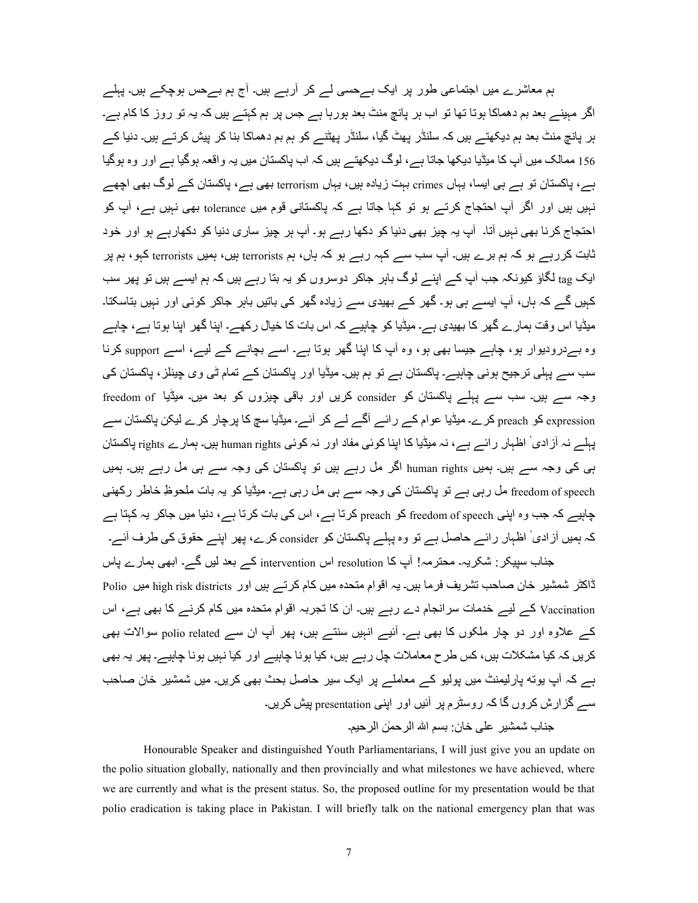ہم معاشرے میں اجتماعی طور پر ایک بےحسی لے کر آرہے ہیں۔ آج ہم بےحس ہوچکے ہیں۔ پہلے اگر مہینے بعد ہم دھماکا ہوتا تھا تو اب ہر پانچ منٹ بعد ہورہا ہے جس پر ہم کہتے ہیں کہ یہ تو روز کا کام ہے۔ ہر پانچ منٹ بعد ہم دیکھتے ہیں کہ سلنڈر پھٹ گیا، سلنڈر پھٹنے کو ہم بم دھماکا بنا کر پیش کرتے ہیں۔ دنیا کے 156 ممالک میں آپ کا میڈیا دیکھا جاتا ہے، لوگ دیکھتے ہیں کہ اب پاکستان میں یہ واقعہ ہوگیا ہے اور وہ ہوگیا ہے، پاکستان تو ہے ہی ایسا، یہاں crimes بہت زیادہ ہیں، یہاں terrorism بھی ہے، پاکستان کے لوگ بھی اچھے نہیں ہیں اور اگر آپ احتجاج کرتے ہو تو کہا جاتا ہے کہ پاکستانی قوم میں tolerance بھی نہیں ہے، آپ کو احتجاج کرنا بھی نہیں آتا۔ آپ یہ چیز بھی دنیا کو دکھا رہے ہو۔ آپ ہر چیز ساری دنیا کو دکھارہے ہو اور خود ثابت کررہے ہو کہ ہم برے ہیں۔ آپ سب سے کہہ رہے ہو کہ ہاں، ہم terrorists ہیں، ہمیں terrorists کہو، ہم پر ایک tag لگاؤ کیونکہ جب آپ کے اپنے لوگ باہر جاکر دوسروں کو یہ بتا رہے ہیں کہ ہم ایسے ہیں تو پھر سب کہیں گے کہ ہاں، آپ ایسے ہی ہو۔ گھر کے بھیدی سے زیادہ گھر کی باتیں باہر جاکر کوئی اور نہیں بتاسکتا۔ میڈیا اس وقت ہمارے گھر کا بھیدی ہے۔ میڈیا کو چاہیے کہ اس بات کا خیال رکھے۔ اپنا گھر اپنا ہوتا ہے، چاہے وہ بےدرودیوار ہو، چاہے جیسا بھی ہو، وہ آپ کا اپنا گھر ہوتا ہے۔ اسے بچانے کے لیے، اسے support کرنا سب سے پہلی ترجیح ہونی چاہیے۔ پاکستان ہے تو ہم ہیں۔ میڈیا اور پاکستان کے تمام ٹی وی چینلز، پاکستان کی وجہ سے ہیں۔ سب سے پہلے پاکستان کو consider کریں اور باقی چیزوں کو بعد میں۔ میڈیا freedom of expression کو preach کرے۔ میڈیا عوام کے رائے آگے لے کر آئے۔ میڈیا سچ کا پرچار کرے لیکن پاکستان سے پہلے نہ آزادیٔ اظہار رائے ہے، نہ میڈیا کا اپنا کوئی مفاد اور نہ کوئی human rights ہیں۔ ہمارے rights پاکستان ہی کی وجہ سے ہیں۔ ہمیں human rights اگر مل رہے ہیں تو پاکستان کی وجہ سے ہی مل رہے ہیں۔ ہمیں freedom of speech مل رہی ہے تو پاکستان کی وجہ سے ہی مل رہی ہے۔ میڈیا کو یہ بات ملحوظِ خاطر رکھنی چاہیے کہ جب وہ اپنی freedom of speech کو preach کرتا ہے، اس کی بات کرتا ہے، دنیا میں جاکر یہ کہتا ہے کہ ہمیں آزادیٔ اظہار رائے حاصل ہے تو وہ پہلے پاکستان کو consider کرے، پھر اپنے حقوق کی طرف آئے۔

جناب سپیکر: شکریہ۔ محترمہ! آپ کا resolution اس intervention کے بعد لیں گے۔ ابھی ہمارے پاس ڈاکٹر شمشیر خان صاحب تشریف فرما ہیں۔ یہ اقوام متحدہ میں کام کرتے ہیں اور high risk districts میں Polio Vaccination کے لیے خدمات سرانجام دے رہے ہیں۔ ان کا تجربہ اقوام متحدہ میں کام کرنے کا بھی ہے، اس کے علاوہ اور دو چار ملکوں کا بھی ہے۔ آئیے انہیں سنتے ہیں، پھر آپ ان سے polio related سوالات بھی کریں کہ کیا مشکلات ہیں، کس طرح معاملات چل رہے ہیں، کیا ہونا چاہیے اور کیا نہیں ہونا چاہیے۔ پھر یہ بھی ہے کہ آپ یوتھ پارلیمنٹ میں پولیو کے معاملے پر ایک سیر حاصل بحث بھی کریں۔ میں شمشیر خان صاحب سے گزارش کروں گا کہ روسٹرم پر آئیں اور اپنی presentation پیش کریں۔

جناب شمشیر علی خان: بسم اللہ الرحمٰن الرحیم۔

Honourable Speaker and distinguished Youth Parliamentarians, I will just give you an update on the polio situation globally, nationally and then provincially and what milestones we have achieved, where we are currently and what is the present status. So, the proposed outline for my presentation would be that polio eradication is taking place in Pakistan. I will briefly talk on the national emergency plan that was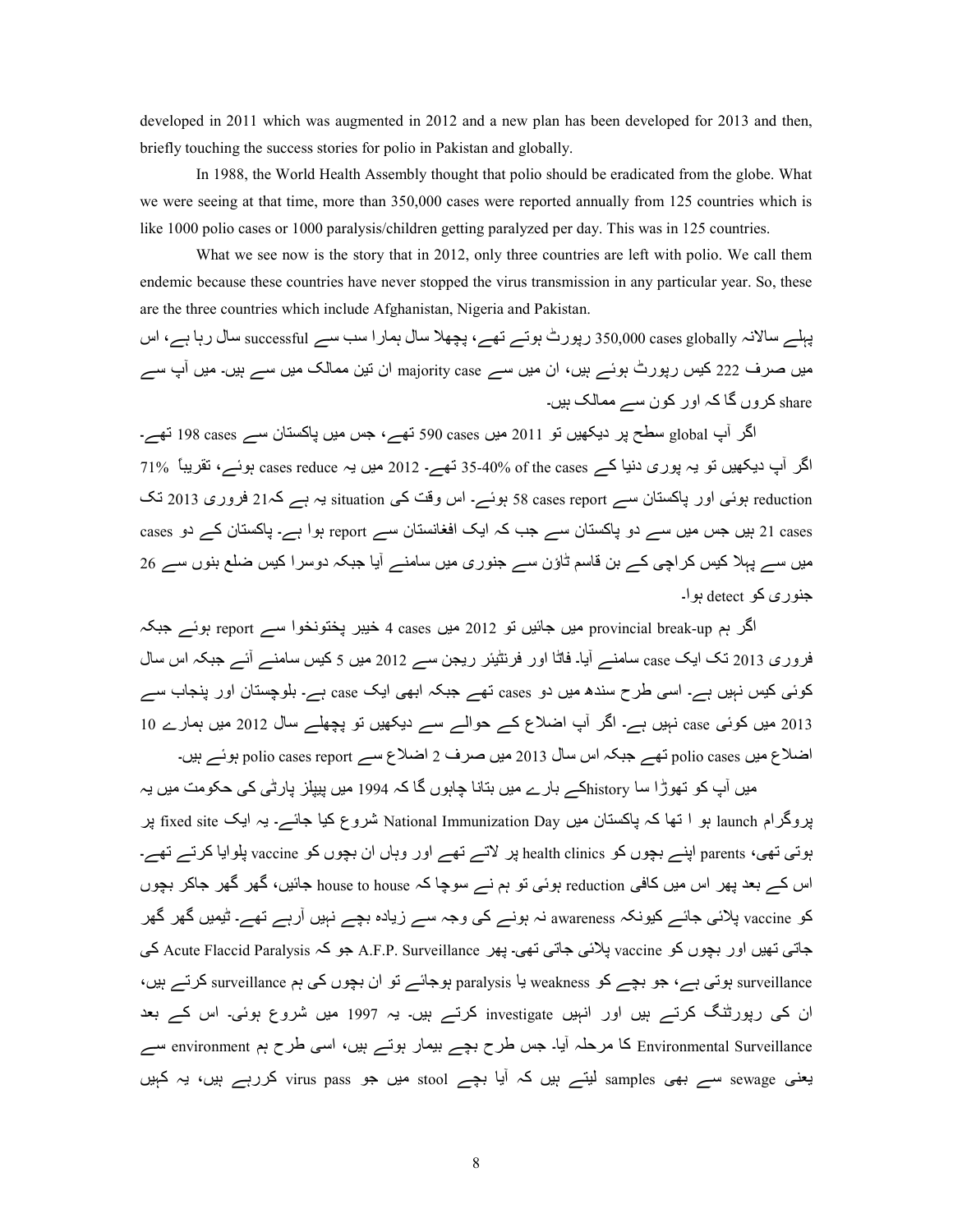developed in 2011 which was augmented in 2012 and a new plan has been developed for 2013 and then, briefly touching the success stories for polio in Pakistan and globally.

In 1988, the World Health Assembly thought that polio should be eradicated from the globe. What we were seeing at that time, more than 350,000 cases were reported annually from 125 countries which is like 1000 polio cases or 1000 paralysis/children getting paralyzed per day. This was in 125 countries.

What we see now is the story that in 2012, only three countries are left with polio. We call them endemic because these countries have never stopped the virus transmission in any particular year. So, these are the three countries which include Afghanistan, Nigeria and Pakistan.

پہلے سالانہ 350,000 cases globally رپورٹ ہوتے تھے، پچھلا سال ہمارا سب سے successful سال رہا ہے، اس میں صرف 222 کیس رپورٹ ہوئے ہیں، ان میں سے majority case ان تین ممالک میں سے ہیں۔ میں آپ سے share کروں گا کہ اور کون سے ممالک ہیں۔

اگر آپ global سطح پر دیکھیں تو 2011 میں 590 cases تھے، جس میں پاکستان سے 198 cases تھے۔ اگر آپ دیکھیں تو یہ پوری دنیا کے 35-40% of the cases تھے۔ 2012 میں یہ cases reduce ہوئے، تقریباً 71% reduction ہوئی اور پاکستان سے 58 cases report ہوئے۔ اس وقت کی situation یہ ہے کہ21 فروری 2013 تک 21 cases ہیں جس میں سے دو پاکستان سے جب کہ ایک افغانستان سے report ہوا ہے۔ پاکستان کے دو cases میں سے پہلا کیس کراچی کے بن قاسم ٹاؤن سے جنوری میں سامنے آیا جبکہ دوسرا کیس ضلع بنوں سے 26 جنوری کو detect ہوا۔

اگر ہم provincial break-up میں جائیں تو 2012 میں 4 cases خیبر پختونخوا سے report ہوئے جبکہ فروری 2013 تک ایک case سامنے آیا۔ فاٹا اور فرنٹیئر ریجن سے 2012 میں 5 کیس سامنے آئے جبکہ اس سال کوئی کیس نہیں ہے۔ اسی طرح سندھ میں دو cases تھے جبکہ ابھی ایک case ہے۔ بلوچستان اور پنجاب سے 2013 میں کوئی case نہیں ہے۔ اگر آپ اضلاع کے حوالے سے دیکھیں تو پچھلے سال 2012 میں ہمارے 10 اضلاع میں polio cases تھے جبکہ اس سال 2013 میں صرف 2 اضلاع سے polio cases report ہوئے ہیں۔

میں آپ کو تھوڑا سا historyکے بارے میں بتانا چاہوں گا کہ 1994 میں پیپلز پارٹی کی حکومت میں یہ پروگرام launch ہو ا تھا کہ پاکستان میں National Immunization Day شروع کیا جائے۔ یہ ایک fixed site پر ہوتی تھی، parents اپنے بچوں کو health clinics پر لاتے تھے اور وہاں ان بچوں کو vaccine پلوایا کرتے تھے۔ اس کے بعد پھر اس میں کافی reduction ہوئی تو ہم نے سوچا کہ house to house جائیں، گھر گھر جاکر بچوں کو vaccine پلائی جائے کیونکہ awareness نہ ہونے کی وجہ سے زیادہ بچے نہیں آرہے تھے۔ ٹیمیں گھر گھر جاتی تھیں اور بچوں کو vaccine پلائی جاتی تھی۔ پھر A.F.P. Surveillance جو کہ Acute Flaccid Paralysis کی surveillance ہوتی ہے، جو بچے کو weakness یا paralysis ہوجائے تو ان بچوں کی ہم surveillance کرتے ہیں، ان کی رپورٹنگ کرتے ہیں اور انہیں investigate کرتے ہیں۔ یہ 1997 میں شروع ہوئی۔ اس کے بعد Environmental Surveillance کا مرحلہ آیا۔ جس طرح بچے بیمار ہوتے ہیں، اسی طرح ہم environment سے یعنی sewage سے بھی samples لیتے ہیں کہ آیا بچے stool میں جو virus pass کررہے ہیں، یہ کہیں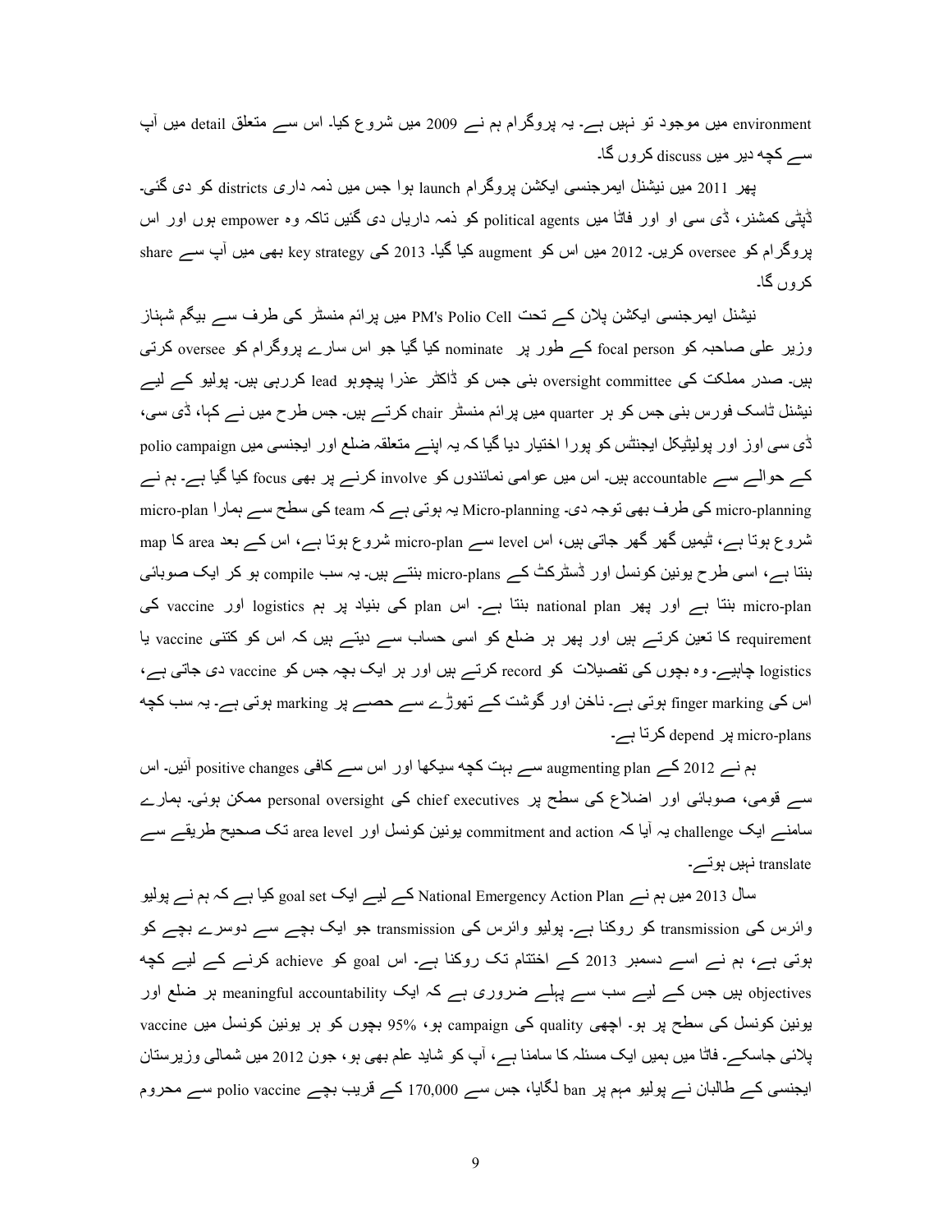environment میں موجود تو نہیں ہے۔ یہ پروگرام ہم نے 2009 میں شروع کیا۔ اس سے متعلق detail میں آپ سے کچھ دیر میں discuss کروں گا۔

پھر 2011 میں نیشنل ایمرجنسی ایکشن پروگرام launch ہوا جس میں ذمہ داری districts کو دی گئی۔ ڈپٹی کمشنر، ڈی سی او اور فاٹا میں political agents کو ذمہ داریاں دی گئیں تاکہ وہ empower ہوں اور اس پروگرام کو oversee کریں۔ 2012 میں اس کو augment کیا گیا۔ 2013 کی key strategy بھی میں آپ سے share کروں گا۔

نیشنل ایمرجنسی ایکشن پلان کے تحت PM's Polio Cell میں پرائم منسٹر کی طرف سے بیگم شہناز وزیر علی صاحبہ کو focal person کے طور پر nominate کیا گیا جو اس سارے پروگرام کو oversee کرتی ہیں۔ صدر مملکت کی oversight committee بنی جس کو ڈاکٹر عذرا پیچوہو lead کررہی ہیں۔ پولیو کے لیے نیشنل ٹاسک فورس بنی جس کو ہر quarter میں پرائم منسٹر chair کرتے ہیں۔ جس طرح میں نے کہا، ڈی سی، ڈی سی اوز اور پولیٹیکل ایجنٹس کو پورا اختیار دیا گیا کہ یہ اپنے متعلقہ ضلع اور ایجنسی میں polio campaign کے حوالے سے accountable ہیں۔ اس میں عوامی نمائندوں کو involve کرنے پر بھی focus کیا گیا ہے۔ ہم نے micro-planning کی طرف بھی توجہ دی۔ Micro-planning یہ ہوتی ہے کہ team کی سطح سے ہمارا micro-plan شروع ہوتا ہے، ٹیمیں گھر گھر جاتی ہیں، اس level سے micro-plan شروع ہوتا ہے، اس کے بعد area کا map بنتا ہے، اسی طرح یونین کونسل اور ڈسٹرکٹ کے micro-plans بنتے ہیں۔ یہ سب compile ہو کر ایک صوبائی micro-plan بنتا ہے اور پھر national plan بنتا ہے۔ اس plan کی بنیاد پر ہم logistics اور vaccine کی requirement کا تعین کرتے ہیں اور پھر ہر ضلع کو اسی حساب سے دیتے ہیں کہ اس کو کتنی vaccine یا logistics چاہیے۔ وہ بچوں کی تفصیلات کو record کرتے ہیں اور ہر ایک بچہ جس کو vaccine دی جاتی ہے، اس کی finger marking ہوتی ہے۔ ناخن اور گوشت کے تھوڑے سے حصے پر marking ہوتی ہے۔ یہ سب کچھ micro-plans پر depend کرتا ہے۔

ہم نے 2012 کے augmenting plan سے بہت کچھ سیکھا اور اس سے کافی positive changes آئیں۔ اس سے قومی، صوبائی اور اضلاع کی سطح پر chief executives کی personal oversight ممکن ہوئی۔ ہمارے سامنے ایک challenge یہ آیا کہ commitment and action یونین کونسل اور area level تک صحیح طریقے سے translate نہیں ہوتے۔

سال 2013 میں ہم نے National Emergency Action Plan کے لیے ایک goal set کیا ہے کہ ہم نے پولیو وائرس کی transmission کو روکنا ہے۔ پولیو وائرس کی transmission جو ایک بچے سے دوسرے بچے کو ہوتی ہے، ہم نے اسے دسمبر 2013 کے اختتام تک روکنا ہے۔ اس goal کو achieve کرنے کے لیے کچھ objectives ہیں جس کے لیے سب سے پہلے ضروری ہے کہ ایک meaningful accountability ہر ضلع اور یونین کونسل کی سطح پر ہو۔ اچھی quality کی campaign ہو، 95% بچوں کو ہر یونین کونسل میں vaccine پلائی جاسکے۔ فاٹا میں ہمیں ایک مسئلہ کا سامنا ہے، آپ کو شاید علم بھی ہو، جون 2012 میں شمالی وزیرستان ایجنسی کے طالبان نے پولیو مہم پر ban لگایا، جس سے 170,000 کے قریب بچے polio vaccine سے محروم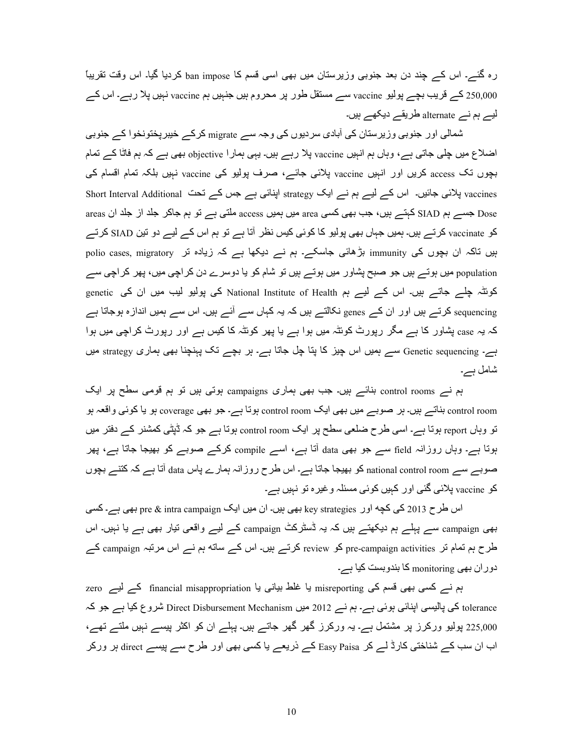رہ گئے۔ اس کے چند دن بعد جنوبی وزیرستان میں بھی اسی قسم کا ban impose کردیا گیا۔ اس وقت تقریباً 250,000 کے قریب بچے پولیو vaccine سے مستقل طور پر محروم ہیں جنہیں ہم vaccine نہیں پلا رہے۔ اس کے لیے ہم نے alternate طریقے دیکھے ہیں۔

شمالی اور جنوبی وزیرستان کی آبادی سردیوں کی وجہ سے migrate کرکے خیبرپختونخوا کے جنوبی اضلاع میں چلی جاتی ہے، وہاں ہم انہیں vaccine پلا رہے ہیں۔ یہی ہمارا objective بھی ہے کہ ہم فاٹا کے تمام بچوں تک access کریں اور انہیں vaccine پلائی جائے، صرف پولیو کی vaccine نہیں بلکہ تمام اقسام کی vaccines پلائی جائیں۔ اس کے لیے ہم نے ایک strategy اپنائی ہے جس کے تحت Short Interval Additional Dose جسے ہم SIAD کہتے ہیں، جب بھی کسی area میں ہمیں access ملتی ہے تو ہم جاکر جلد از جلد ان areas کو vaccinate کرتے ہیں۔ ہمیں جہاں بھی پولیو کا کوئی کیس نظر آتا ہے تو ہم اس کے لیے دو تین SIAD کرتے ہیں تاکہ ان بچوں کی immunity بڑھائی جاسکے۔ ہم نے دیکھا ہے کہ زیادہ تر polio cases, migratory population میں ہوتے ہیں جو صبح پشاور میں ہوتے ہیں تو شام کو یا دوسرے دن کراچی میں، پھر کراچی سے کوئٹہ چلے جاتے ہیں۔ اس کے لیے ہم National Institute of Health کی پولیو لیب میں ان کی genetic sequencing کرتے ہیں اور ان کے genes نکالتے ہیں کہ یہ کہاں سے آئے ہیں۔ اس سے ہمیں اندازہ ہوجاتا ہے کہ یہ case پشاور کا ہے مگر رپورٹ کوئٹہ میں ہوا ہے یا پھر کوئٹہ کا کیس ہے اور رپورٹ کراچی میں ہوا ہے۔ Genetic sequencing سے ہمیں اس چیز کا پتا چل جاتا ہے۔ ہر بچے تک پہنچنا بھی ہماری strategy میں شامل ہے۔

ہم نے control rooms بنائے ہیں۔ جب بھی ہماری campaigns ہوتی ہیں تو ہم قومی سطح پر ایک control room بناتے ہیں۔ ہر صوبے میں بھی ایک control room ہوتا ہے۔ جو بھی coverage ہو یا کوئی واقعہ ہو تو وہاں report ہوتا ہے۔ اسی طرح ضلعی سطح پر ایک control room ہوتا ہے جو کہ ڈپٹی کمشنر کے دفتر میں ہوتا ہے۔ وہاں روزانہ field سے جو بھی data آتا ہے، اسے compile کرکے صوبے کو بھیجا جاتا ہے، پھر صوبے سے national control room کو بھیجا جاتا ہے۔ اس طرح روزانہ ہمارے پاس data آتا ہے کہ کتنے بچوں کو vaccine پلائی گئی اور کہیں کوئی مسئلہ وغیرہ تو نہیں ہے۔

اس طرح 2013 کی کچھ اور key strategies بھی ہیں۔ ان میں ایک pre & intra campaign بھی ہے۔ کسی بھی campaign سے پہلے ہم دیکھتے ہیں کہ یہ ڈسٹرکٹ campaign کے لیے واقعی تیار بھی ہے یا نہیں۔ اس طرح ہم تمام تر pre-campaign activities کو review کرتے ہیں۔ اس کے ساتھ ہم نے اس مرتبہ campaign کے دوران بھی monitoring کا بندوبست کیا ہے۔

ہم نے کسی بھی قسم کی misreporting یا غلط بیانی یا financial misappropriation کے لیے zero tolerance کی پالیسی اپنائی ہوئی ہے۔ ہم نے 2012 میں Direct Disbursement Mechanism شروع کیا ہے جو کہ 225,000 پولیو ورکرز پر مشتمل ہے۔ یہ ورکرز گھر گھر جاتے ہیں۔ پہلے ان کو اکثر پیسے نہیں ملتے تھے، اب ان سب کے شناختی کارڈ لے کر Easy Paisa کے ذریعے یا کسی بھی اور طرح سے پیسے direct ہر ورکر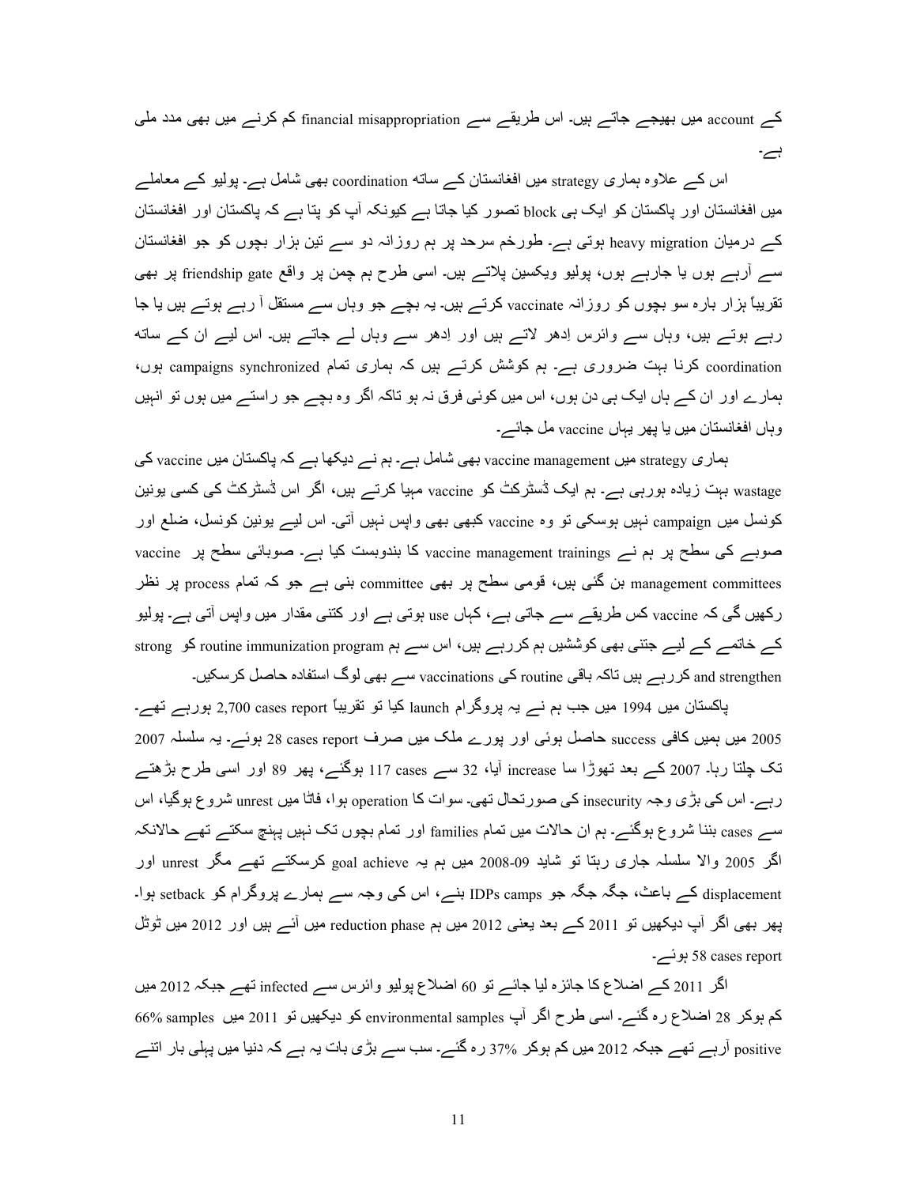کے account میں بھیجے جاتے ہیں۔ اس طریقے سے financial misappropriation کم کرنے میں بھی مدد ملی ہے۔

اس کے علاوہ ہماری strategy میں افغانستان کے ساتھ coordination بھی شامل ہے۔ پولیو کے معاملے میں افغانستان اور پاکستان کو ایک ہی block تصور کیا جاتا ہے کیونکہ آپ کو پتا ہے کہ پاکستان اور افغانستان کے درمیان heavy migration ہوتی ہے۔ طورخم سرحد پر ہم روزانہ دو سے تین ہزار بچوں کو جو افغانستان سے آرہے ہوں یا جارہے ہوں، پولیو ویکسین پلاتے ہیں۔ اسی طرح ہم چمن پر واقع friendship gate پر بھی تقریباً ہزار بارہ سو بچوں کو روزانہ vaccinate کرتے ہیں۔ یہ بچے جو وہاں سے مستقل آ رہے ہوتے ہیں یا جا رہے ہوتے ہیں، وہاں سے وائرس اِدھر لاتے ہیں اور اِدھر سے وہاں لے جاتے ہیں۔ اس لیے ان کے ساتھ coordination کرنا بہت ضروری ہے۔ ہم کوشش کرتے ہیں کہ ہماری تمام synchronized campaigns ہوں، ہمارے اور ان کے ہاں ایک ہی دن ہوں، اس میں کوئی فرق نہ ہو تاکہ اگر وہ بچے جو راستے میں ہوں تو انہیں وہاں افغانستان میں یا پھر یہاں vaccine مل جائے۔

ہماری strategy میں vaccine management بھی شامل ہے۔ ہم نے دیکھا ہے کہ پاکستان میں vaccine کی wastage بہت زیادہ ہورہی ہے۔ ہم ایک ڈسٹرکٹ کو vaccine مہیا کرتے ہیں، اگر اس ڈسٹرکٹ کی کسی یونین کونسل میں campaign نہیں ہوسکی تو وہ vaccine کبھی بھی واپس نہیں آتی۔ اس لیے یونین کونسل، ضلع اور صوبے کی سطح پر ہم نے vaccine management trainings کا بندوبست کیا ہے۔ صوبائی سطح پر vaccine management committees بن گئی ہیں، قومی سطح پر بھی committee بنی ہے جو کہ تمام process پر نظر رکھیں گی کہ vaccine کس طریقے سے جاتی ہے، کہاں use ہوتی ہے اور کتنی مقدار میں واپس آتی ہے۔ پولیو کے خاتمے کے لیے جتنی بھی کوششیں ہم کررہے ہیں، اس سے ہم routine immunization program کو strong and strengthen کررہے ہیں تاکہ باقی routine کی vaccinations سے بھی لوگ استفادہ حاصل کرسکیں۔

پاکستان میں 1994 میں جب ہم نے یہ پروگرام launch کیا تو تقریباً 2,700 cases report ہورہے تھے۔ 2005 میں ہمیں کافی success حاصل ہوئی اور پورے ملک میں صرف 28 cases report ہوئے۔ یہ سلسلہ 2007 تک چلتا رہا۔ 2007 کے بعد تھوڑا سا increase آیا، 32 سے 117 cases ہوگئے، پھر 89 اور اسی طرح بڑھتے رہے۔ اس کی بڑی وجہ insecurity کی صورتحال تھی۔ سوات کا operation ہوا، فاٹا میں unrest شروع ہوگیا، اس سے cases بننا شروع ہوگئے۔ ہم ان حالات میں تمام families اور تمام بچوں تک نہیں پہنچ سکتے تھے حالانکہ اگر 2005 والا سلسلہ جاری رہتا تو شاید 09-2008 میں ہم یہ goal achieve کرسکتے تھے مگر unrest اور displacement کے باعث، جگہ جگہ جو IDPs camps بنے، اس کی وجہ سے ہمارے پروگرام کو setback ہوا۔ پھر بھی اگر آپ دیکھیں تو 2011 کے بعد یعنی 2012 میں ہم reduction phase میں آئے ہیں اور 2012 میں ٹوٹل 58 cases report ہوئے۔

اگر 2011 کے اضلاع کا جائزہ لیا جائے تو 60 اضلاع پولیو وائرس سے infected تھے جبکہ 2012 میں کم ہوکر 28 اضلاع رہ گئے۔ اسی طرح اگر آپ environmental samples کو دیکھیں تو 2011 میں 66% samples positive آرہے تھے جبکہ 2012 میں کم ہوکر 37% رہ گئے۔ سب سے بڑی بات یہ ہے کہ دنیا میں پہلی بار اتنے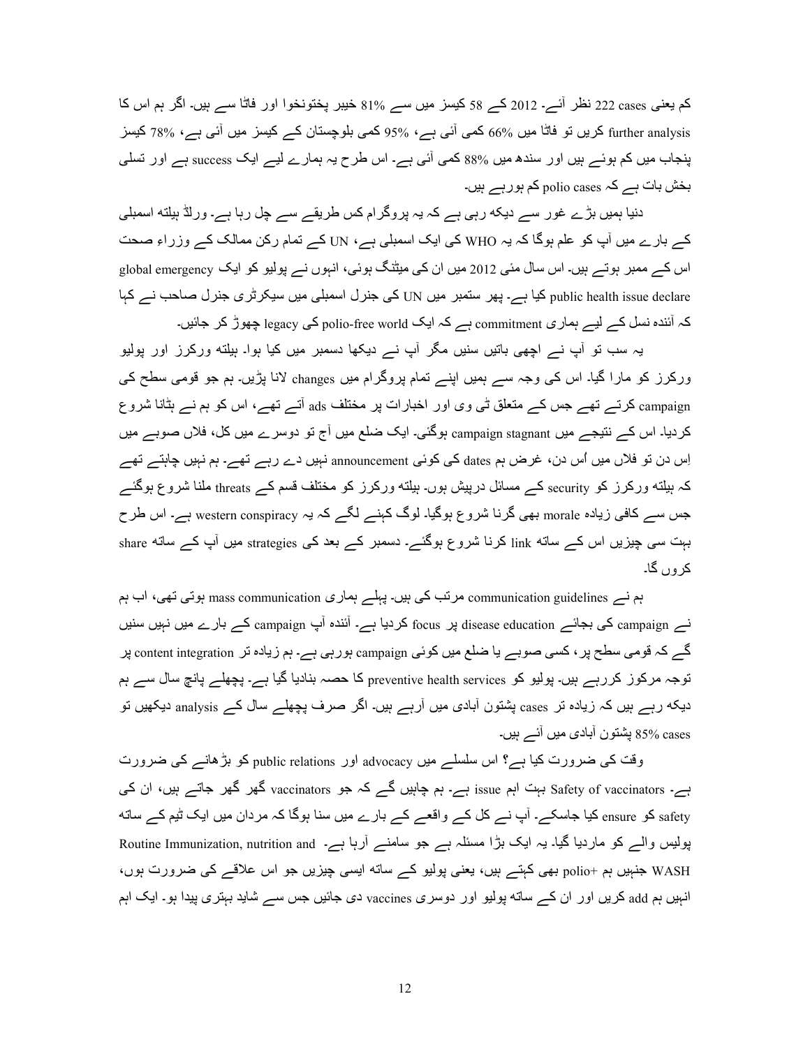کم یعنی 222 cases نظر آئے۔ 2012 کے 58 کیسز میں سے 81% خیبر پختونخوا اور فاٹا سے ہیں۔ اگر ہم اس کا further analysis کریں تو فاٹا میں 66% کمی آئی ہے، 95% کمی بلوچستان کے کیسز میں آئی ہے، 78% کیسز پنجاب میں کم ہوئے ہیں اور سندھ میں 88% کمی آئی ہے۔ اس طرح یہ ہمارے لیے ایک success ہے اور تسلی بخش بات ہے کہ polio cases کم ہورہے ہیں۔

دنیا ہمیں بڑے غور سے دیکھ رہی ہے کہ یہ پروگرام کس طریقے سے چل رہا ہے۔ ورلڈ ہیلتھ اسمبلی کے بارے میں آپ کو علم ہوگا کہ یہ WHO کی ایک اسمبلی ہے، UN کے تمام رکن ممالک کے وزراءِ صحت اس کے ممبر ہوتے ہیں۔ اس سال مئی 2012 میں ان کی میٹنگ ہوئی، انہوں نے پولیو کو ایک global emergency public health issue declare کیا ہے۔ پھر ستمبر میں UN کی جنرل اسمبلی میں سیکرٹری جنرل صاحب نے کہا کہ آئندہ نسل کے لیے ہماری commitment ہے کہ ایک polio-free world کی legacy چھوڑ کر جائیں۔

یہ سب تو آپ نے اچھی باتیں سنیں مگر آپ نے دیکھا دسمبر میں کیا ہوا۔ ہیلتھ ورکرز اور پولیو ورکرز کو مارا گیا۔ اس کی وجہ سے ہمیں اپنے تمام پروگرام میں changes لانا پڑیں۔ ہم جو قومی سطح کی campaign کرتے تھے جس کے متعلق ٹی وی اور اخبارات پر مختلف ads آتے تھے، اس کو ہم نے ہٹانا شروع کردیا۔ اس کے نتیجے میں campaign stagnant ہوگئی۔ ایک ضلع میں آج تو دوسرے میں کل، فلاں صوبے میں اِس دن تو فلاں میں اُس دن، غرض ہم dates کی کوئی announcement نہیں دے رہے تھے۔ ہم نہیں چاہتے تھے کہ ہیلتھ ورکرز کو security کے مسائل درپیش ہوں۔ ہیلتھ ورکرز کو مختلف قسم کے threats ملنا شروع ہوگئے جس سے کافی زیادہ morale بھی گرنا شروع ہوگیا۔ لوگ کہنے لگے کہ یہ western conspiracy ہے۔ اس طرح بہت سی چیزیں اس کے ساتھ link کرنا شروع ہوگئے۔ دسمبر کے بعد کی strategies میں آپ کے ساتھ share کروں گا۔

ہم نے communication guidelines مرتب کی ہیں۔ پہلے ہماری mass communication ہوتی تھی، اب ہم نے campaign کی بجائے disease education پر focus کردیا ہے۔ آئندہ آپ campaign کے بارے میں نہیں سنیں گے کہ قومی سطح پر، کسی صوبے یا ضلع میں کوئی campaign ہورہی ہے۔ ہم زیادہ تر content integration پر توجہ مرکوز کررہے ہیں۔ پولیو کو preventive health services کا حصہ بنادیا گیا ہے۔ پچھلے پانچ سال سے ہم دیکھ رہے ہیں کہ زیادہ تر cases پشتون آبادی میں آرہے ہیں۔ اگر صرف پچھلے سال کے analysis دیکھیں تو 85% cases پشتون آبادی میں آئے ہیں۔

وقت کی ضرورت کیا ہے؟ اس سلسلے میں advocacy اور public relations کو بڑھانے کی ضرورت ہے۔ Safety of vaccinators بہت اہم issue ہے۔ ہم چاہیں گے کہ جو vaccinators گھر گھر جاتے ہیں، ان کی safety کو ensure کیا جاسکے۔ آپ نے کل کے واقعے کے بارے میں سنا ہوگا کہ مردان میں ایک ٹیم کے ساتھ پولیس والے کو ماردیا گیا۔ یہ ایک بڑا مسئلہ ہے جو سامنے آرہا ہے۔ Routine Immunization, nutrition and WASH جنہیں ہم polio+ بھی کہتے ہیں، یعنی پولیو کے ساتھ ایسی چیزیں جو اس علاقے کی ضرورت ہوں، انہیں ہم add کریں اور ان کے ساتھ پولیو اور دوسری vaccines دی جائیں جس سے شاید بہتری پیدا ہو۔ ایک اہم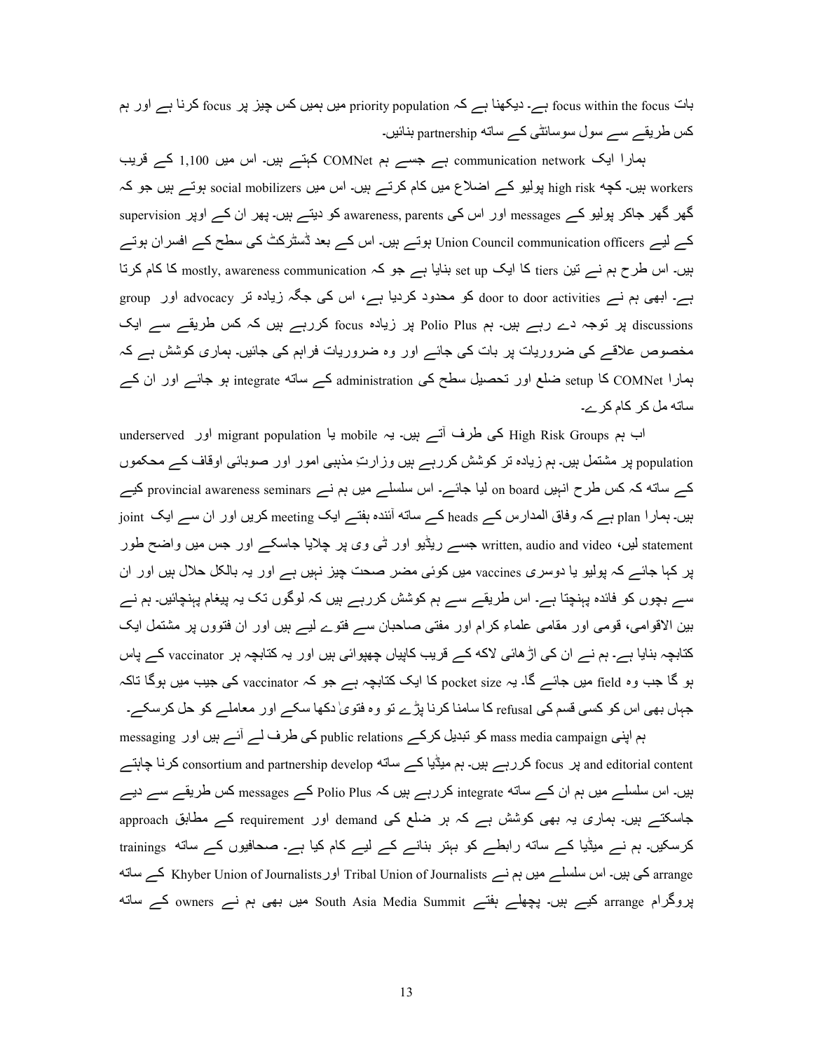بات focus within the focus ہے۔ دیکھنا ہے کہ priority population میں ہمیں کس چیز پر focus کرنا ہے اور ہم کس طریقے سے سول سوسائٹی کے ساتھ partnership بنائیں۔

ہمارا ایک communication network ہے جسے ہم COMNet کہتے ہیں۔ اس میں 1,100 کے قریب workers ہیں۔ کچھ high risk پولیو کے اضلاع میں کام کرتے ہیں۔ اس میں social mobilizers ہوتے ہیں جو کہ گھر گھر جاکر پولیو کے messages اور اس کی awareness, parents کو دیتے ہیں۔ پھر ان کے اوپر supervision کے لیے Union Council communication officers ہوتے ہیں۔ اس کے بعد ڈسٹرکٹ کی سطح کے افسران ہوتے ہیں۔ اس طرح ہم نے تین tiers کا ایک set up بنایا ہے جو کہ mostly, awareness communication کا کام کرتا ہے۔ ابھی ہم نے door to door activities کو محدود کردیا ہے، اس کی جگہ زیادہ تر advocacy اور group discussions پر توجہ دے رہے ہیں۔ ہم Polio Plus پر زیادہ focus کررہے ہیں کہ کس کس طریقے سے ایک مخصوص علاقے کی ضروریات پر بات کی جائے اور وہ ضروریات فراہم کی جائیں۔ ہماری کوشش ہے کہ ہمارا COMNet کا setup ضلع اور تحصیل سطح کی administration کے ساتھ integrate ہو جائے اور ان کے ساتھ مل کر کام کرے۔

اب ہم High Risk Groups کی طرف آتے ہیں۔ یہ mobile یا migrant population اور underserved population پر مشتمل ہیں۔ ہم زیادہ تر کوشش کررہے ہیں وزارتِ مذہبی امور اور صوبائی اوقاف کے محکموں کے ساتھ کہ کس طرح انہیں on board لیا جائے۔ اس سلسلے میں ہم نے provincial awareness seminars کیے ہیں۔ ہمارا plan ہے کہ وفاق المدارس کے heads کے ساتھ آئندہ ہفتے ایک meeting کریں اور ان سے ایک joint statement لیں، written, audio and video جسے ریڈیو اور ٹی وی پر چلایا جاسکے اور جس میں واضح طور پر کہا جائے کہ پولیو یا دوسری vaccines میں کوئی مضر صحت چیز نہیں ہے اور یہ بالکل حلال ہیں اور ان سے بچوں کو فائدہ پہنچتا ہے۔ اس طریقے سے ہم کوشش کررہے ہیں کہ لوگوں تک یہ پیغام پہنچائیں۔ ہم نے بین الاقوامی، قومی اور مقامی علماءِ کرام اور مفتی صاحبان سے فتوے لیے ہیں اور ان فتووں پر مشتمل ایک کتابچہ بنایا ہے۔ ہم نے ان کی اڑھائی لاکھ کے قریب کاپیاں چھپوائی ہیں اور یہ کتابچہ ہر vaccinator کے پاس ہو گا جب وہ field میں جائے گا۔ یہ pocket size کا ایک کتابچہ ہے جو کہ vaccinator کی جیب میں ہوگا تاکہ جہاں بھی اس کو کسی قسم کی refusal کا سامنا کرنا پڑے تو وہ فتویٰ دکھا سکے اور معاملے کو حل کرسکے۔

ہم اپنی mass media campaign کو تبدیل کرکے public relations کی طرف لے آئے ہیں اور messaging and editorial content پر focus کررہے ہیں۔ ہم میڈیا کے ساتھ consortium and partnership develop کرنا چاہتے ہیں۔ اس سلسلے میں ہم ان کے ساتھ integrate کررہے ہیں کہ Polio Plus کے messages کس طریقے سے دیے جاسکتے ہیں۔ ہماری یہ بھی کوشش ہے کہ ہر ضلع کی demand اور requirement کے مطابق approach کرسکیں۔ ہم نے میڈیا کے ساتھ رابطے کو بہتر بنانے کے لیے کام کیا ہے۔ صحافیوں کے ساتھ trainings arrange کی ہیں۔ اس سلسلے میں ہم نے Tribal Union of Journalists اور Khyber Union of Journalists کے ساتھ پروگرام arrange کیے ہیں۔ پچھلے ہفتے South Asia Media Summit میں بھی ہم نے owners کے ساتھ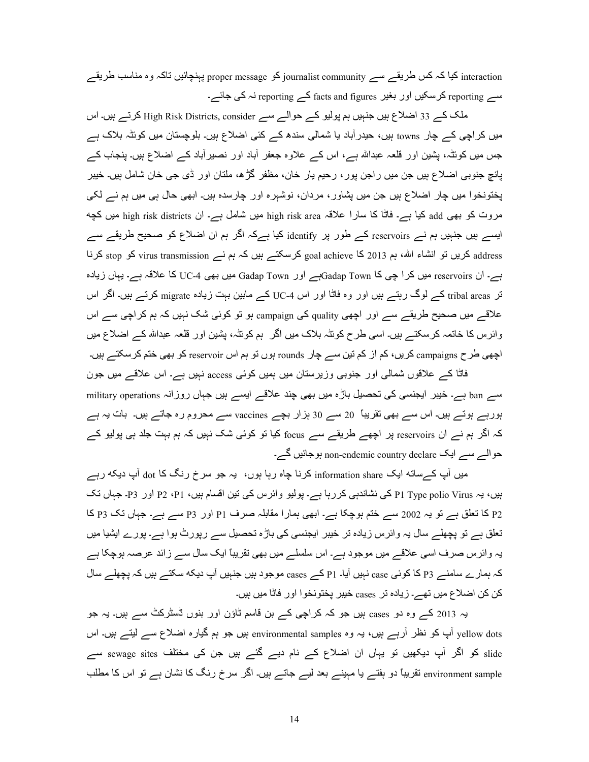interaction کیا کہ کس طریقے سے journalist community کو proper message پہنچائیں تاکہ وہ مناسب طریقے سے reporting کرسکیں اور بغیر facts and figures کے reporting نہ کی جائے۔

ملک کے 33 اضلاع ہیں جنہیں ہم پولیو کے حوالے سے High Risk Districts, consider کرتے ہیں۔ اس میں کراچی کے چار towns ہیں، حیدرآباد یا شمالی سندھ کے کئی اضلاع ہیں۔ بلوچستان میں کوئٹہ بلاک ہے جس میں کوئٹہ، پشین اور قلعہ عبداللہ ہے، اس کے علاوہ جعفر آباد اور نصیرآباد کے اضلاع ہیں۔ پنجاب کے پانچ جنوبی اضلاع ہیں جن میں راجن پور، رحیم یار خان، مظفر گڑھ، ملتان اور ڈی جی خان شامل ہیں۔ خیبر پختونخوا میں چار اضلاع ہیں جن میں پشاور، مردان، نوشہرہ اور چارسدہ ہیں۔ ابھی حال ہی میں ہم نے لکی مروت کو بھی add کیا ہے۔ فاٹا کا سارا علاقہ high risk area میں شامل ہے۔ ان high risk districts میں کچھ ایسے ہیں جنہیں ہم نے reservoirs کے طور پر identify کیا ہےکہ اگر ہم ان اضلاع کو صحیح طریقے سے address کریں تو انشاء اللہ، ہم 2013 کا goal achieve کرسکتے ہیں کہ ہم نے virus transmission کو stop کرنا ہے۔ ان reservoirs میں کراچی کا Gadap Townہے اور Gadap Town میں بھی UC-4 کا علاقہ ہے۔ یہاں زیادہ تر tribal areas کے لوگ رہتے ہیں اور وہ فاٹا اور اس UC-4 کے مابین بہت زیادہ migrate کرتے ہیں۔ اگر اس علاقے میں صحیح طریقے سے اور اچھی quality کی campaign ہو تو کوئی شک نہیں کہ ہم کراچی سے اس وائرس کا خاتمہ کرسکتے ہیں۔ اسی طرح کوئٹہ بلاک میں اگر ہم کوئٹہ، پشین اور قلعہ عبداللہ کے اضلاع میں اچھی طرح campaigns کریں، کم از کم تین سے چار rounds ہوں تو ہم اس reservoir کو بھی ختم کرسکتے ہیں۔

فاٹا کے علاقوں شمالی اور جنوبی وزیرستان میں ہمیں کوئی access نہیں ہے۔ اس علاقے میں جون سے ban ہے۔ خیبر ایجنسی کی تحصیل باڑہ میں بھی چند علاقے ایسے ہیں جہاں روزانہ military operations ہورہے ہوتے ہیں۔ اس سے بھی تقریباً 20 سے 30 ہزار بچے vaccines سے محروم رہ جاتے ہیں۔ بات یہ ہے کہ اگر ہم نے ان reservoirs پر اچھے طریقے سے focus کیا تو کوئی شک نہیں کہ ہم بہت جلد ہی پولیو کے حوالے سے ایک non-endemic country declare ہوجائیں گے۔

میں آپ کےساتھ ایک information share کرنا چاہ رہا ہوں، یہ جو سرخ رنگ کا dot آپ دیکھ رہے ہیں، یہ P1 Type polio Virus کی نشاندہی کررہا ہے۔ پولیو وائرس کی تین اقسام ہیں، P1، P2 اور P3۔ جہاں تک P2 کا تعلق ہے تو یہ 2002 سے ختم ہوچکا ہے۔ ابھی ہمارا مقابلہ صرف P1 اور P3 سے ہے۔ جہاں تک P3 کا تعلق ہے تو پچھلے سال یہ وائرس زیادہ تر خیبر ایجنسی کی باڑہ تحصیل سے رپورٹ ہوا ہے۔ پورے ایشیا میں یہ وائرس صرف اسی علاقے میں موجود ہے۔ اس سلسلے میں بھی تقریباً ایک سال سے زائد عرصہ ہوچکا ہے کہ ہمارے سامنے P3 کا کوئی case نہیں آیا۔ P1 کے cases موجود ہیں جنہیں آپ دیکھ سکتے ہیں کہ پچھلے سال کن کن اضلاع میں تھے۔ زیادہ تر cases خیبر پختونخوا اور فاٹا میں ہیں۔

یہ 2013 کے وہ دو cases ہیں جو کہ کراچی کے بن قاسم ٹاؤن اور بنوں ڈسٹرکٹ سے ہیں۔ یہ جو yellow dots آپ کو نظر آرہے ہیں، یہ وہ environmental samples ہیں جو ہم گیارہ اضلاع سے لیتے ہیں۔ اس slide کو اگر آپ دیکھیں تو یہاں ان اضلاع کے نام دیے گئے ہیں جن کی مختلف sewage sites سے environment sample تقریباً دو ہفتے یا مہینے بعد لیے جاتے ہیں۔ اگر سرخ رنگ کا نشان ہے تو اس کا مطلب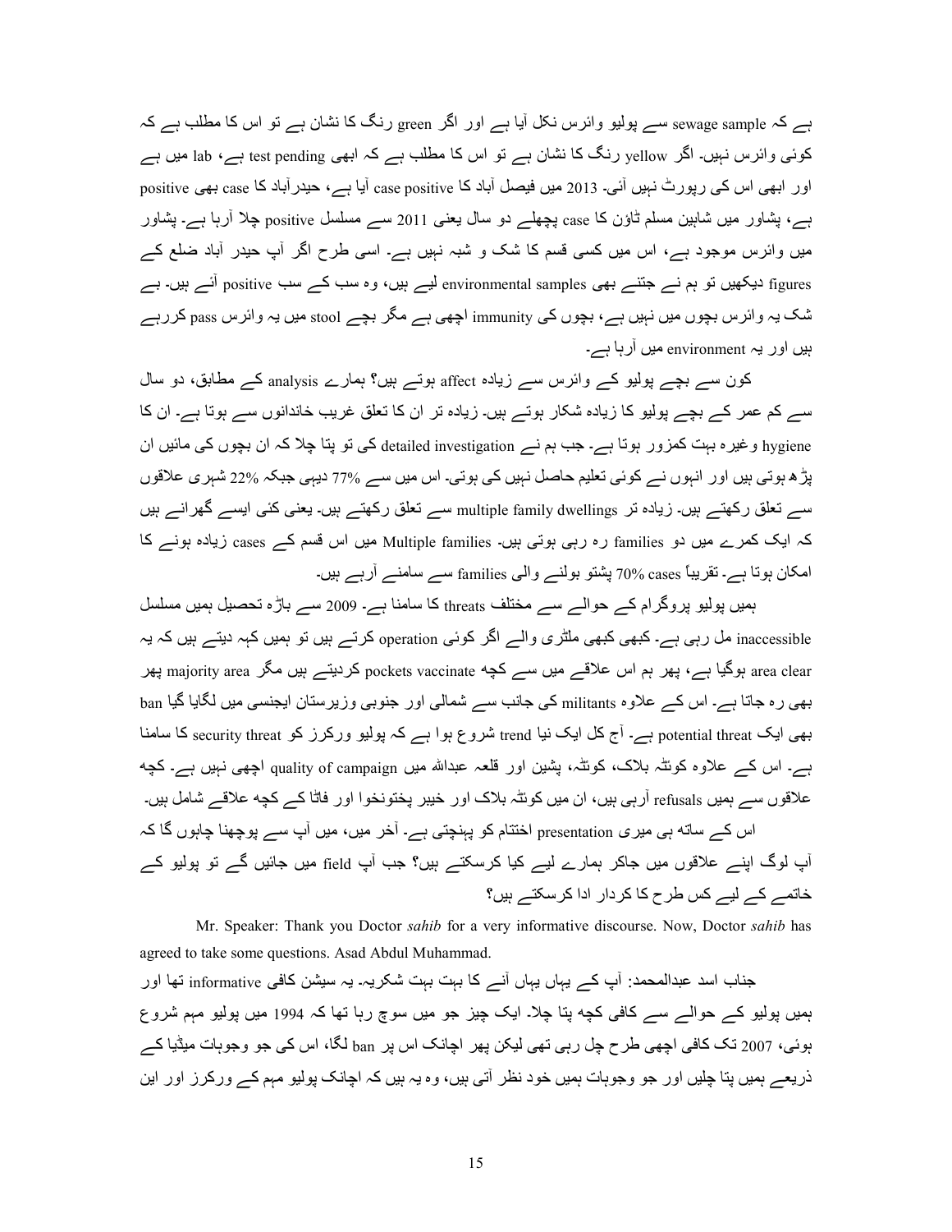ہے کہ sewage sample سے پولیو وائرس نکل آیا ہے اور اگر green رنگ کا نشان ہے تو اس کا مطلب ہے کہ کوئی وائرس نہیں۔ اگر yellow رنگ کا نشان ہے تو اس کا مطلب ہے کہ ابھی test pending ہے، lab میں ہے اور ابھی اس کی رپورٹ نہیں آئی۔ 2013 میں فیصل آباد کا case positive آیا ہے، حیدرآباد کا case بھی positive ہے، پشاور میں شاہین مسلم ٹاؤن کا case پچھلے دو سال یعنی 2011 سے مسلسل positive چلا آرہا ہے۔ پشاور میں وائرس موجود ہے، اس میں کسی قسم کا شک و شبہ نہیں ہے۔ اسی طرح اگر آپ حیدر آباد ضلع کے figures دیکھیں تو ہم نے جتنے بھی environmental samples لیے ہیں، وہ سب کے سب positive آئے ہیں۔ بے شک یہ وائرس بچوں میں نہیں ہے، بچوں کی immunity اچھی ہے مگر بچے stool میں یہ وائرس pass کررہے ہیں اور یہ environment میں آرہا ہے۔

کون سے بچے پولیو کے وائرس سے زیادہ affect ہوتے ہیں؟ ہمارے analysis کے مطابق، دو سال سے کم عمر کے بچے پولیو کا زیادہ شکار ہوتے ہیں۔ زیادہ تر ان کا تعلق غریب خاندانوں سے ہوتا ہے۔ ان کا hygiene وغیرہ بہت کمزور ہوتا ہے۔ جب ہم نے detailed investigation کی تو پتا چلا کہ ان بچوں کی مائیں ان پڑھ ہوتی ہیں اور انہوں نے کوئی تعلیم حاصل نہیں کی ہوتی۔ اس میں سے 77% دیہی جبکہ 22% شہری علاقوں سے تعلق رکھتے ہیں۔ زیادہ تر multiple family dwellings سے تعلق رکھتے ہیں۔ یعنی کئی ایسے گھرانے ہیں کہ ایک کمرے میں دو families رہ رہی ہوتی ہیں۔ Multiple families میں اس قسم کے cases زیادہ ہونے کا امکان ہوتا ہے۔ تقریباً 70% cases پشتو بولنے والی families سے سامنے آرہے ہیں۔

ہمیں پولیو پروگرام کے حوالے سے مختلف threats کا سامنا ہے۔ 2009 سے باڑہ تحصیل ہمیں مسلسل inaccessible مل رہی ہے۔ کبھی کبھی ملٹری والے اگر کوئی operation کرتے ہیں تو ہمیں کہہ دیتے ہیں کہ یہ area clear ہوگیا ہے، پھر ہم اس علاقے میں سے کچھ pockets vaccinate کردیتے ہیں مگر majority area پھر بھی رہ جاتا ہے۔ اس کے علاوہ militants کی جانب سے شمالی اور جنوبی وزیرستان ایجنسی میں لگایا گیا ban بھی ایک potential threat ہے۔ آج کل ایک نیا trend شروع ہوا ہے کہ پولیو ورکرز کو security threat کا سامنا ہے۔ اس کے علاوہ کوئٹہ بلاک، کوئٹہ، پشین اور قلعہ عبداللہ میں quality of campaign اچھی نہیں ہے۔ کچھ علاقوں سے ہمیں refusals آرہی ہیں، ان میں کوئٹہ بلاک اور خیبر پختونخوا اور فاٹا کے کچھ علاقے شامل ہیں۔

اس کے ساتھ ہی میری presentation اختتام کو پہنچتی ہے۔ آخر میں، میں آپ سے پوچھنا چاہوں گا کہ آپ لوگ اپنے علاقوں میں جاکر ہمارے لیے کیا کرسکتے ہیں؟ جب آپ field میں جائیں گے تو پولیو کے خاتمے کے لیے کس طرح کا کردار ادا کرسکتے ہیں؟

Mr. Speaker: Thank you Doctor *sahib* for a very informative discourse. Now, Doctor *sahib* has agreed to take some questions. Asad Abdul Muhammad.

جناب اسد عبدالمحمد: آپ کے یہاں یہاں آنے کا بہت بہت شکریہ۔ یہ سیشن کافی informative تھا اور ہمیں پولیو کے حوالے سے کافی کچھ پتا چلا۔ ایک چیز جو میں سوچ رہا تھا کہ 1994 میں پولیو مہم شروع ہوئی، 2007 تک کافی اچھی طرح چل رہی تھی لیکن پھر اچانک اس پر ban لگا، اس کی جو وجوہات میڈیا کے ذریعے ہمیں پتا چلیں اور جو وجوہات ہمیں خود نظر آتی ہیں، وہ یہ ہیں کہ اچانک پولیو مہم کے ورکرز اور این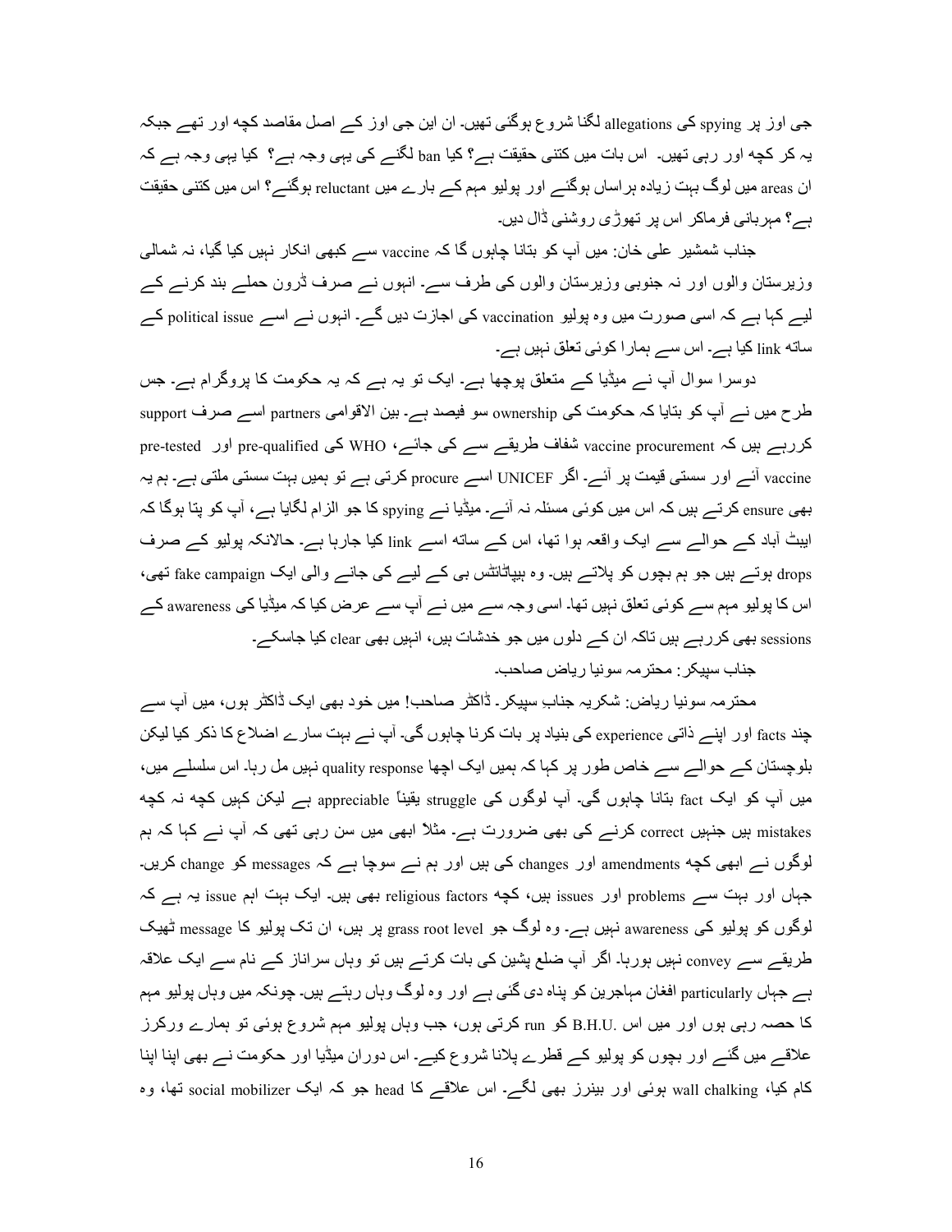جی اوز پر spying کی allegations لگنا شروع ہوگئی تھیں۔ ان این جی اوز کے اصل مقاصد کچھ اور تھے جبکہ یہ کر کچھ اور رہی تھیں۔ اس بات میں کتنی حقیقت ہے؟ کیا ban لگنے کی یہی وجہ ہے؟ کیا یہی وجہ ہے کہ ان areas میں لوگ بہت زیادہ ہراساں ہوگئے اور پولیو مہم کے بارے میں reluctant ہوگئے؟ اس میں کتنی حقیقت ہے؟ مہربانی فرماکر اس پر تھوڑی روشنی ڈال دیں۔

جناب شمشیر علی خان: میں آپ کو بتانا چاہوں گا کہ vaccine سے کبھی انکار نہیں کیا گیا، نہ شمالی وزیرستان والوں اور نہ جنوبی وزیرستان والوں کی طرف سے۔ انہوں نے صرف ڈرون حملے بند کرنے کے لیے کہا ہے کہ اسی صورت میں وہ پولیو vaccination کی اجازت دیں گے۔ انہوں نے اسے political issue کے ساتھ link کیا ہے۔ اس سے ہمارا کوئی تعلق نہیں ہے۔

دوسرا سوال آپ نے میڈیا کے متعلق پوچھا ہے۔ ایک تو یہ ہے کہ یہ حکومت کا پروگرام ہے۔ جس طرح میں نے آپ کو بتایا کہ حکومت کی ownership سو فیصد ہے۔ بین الاقوامی partners اسے صرف support کررہے ہیں کہ vaccine procurement شفاف طریقے سے کی جائے، WHO کی pre-qualified اور pre-tested vaccine آئے اور سستی قیمت پر آئے۔ اگر UNICEF اسے procure کرتی ہے تو ہمیں بہت سستی ملتی ہے۔ ہم یہ بھی ensure کرتے ہیں کہ اس میں کوئی مسئلہ نہ آئے۔ میڈیا نے spying کا جو الزام لگایا ہے، آپ کو پتا ہوگا کہ ایبٹ آباد کے حوالے سے ایک واقعہ ہوا تھا، اس کے ساتھ اسے link کیا جارہا ہے۔ حالانکہ پولیو کے صرف drops ہوتے ہیں جو ہم بچوں کو پلاتے ہیں۔ وہ ہیپاٹائٹس بی کے لیے کی جانے والی ایک fake campaign تھی، اس کا پولیو مہم سے کوئی تعلق نہیں تھا۔ اسی وجہ سے میں نے آپ سے عرض کیا کہ میڈیا کی awareness کے sessions بھی کررہے ہیں تاکہ ان کے دلوں میں جو خدشات ہیں، انہیں بھی clear کیا جاسکے۔

جناب سپیکر: محترمہ سونیا ریاض صاحبہ۔

محترمہ سونیا ریاض: شکریہ جناب سپیکر۔ ڈاکٹر صاحب! میں خود بھی ایک ڈاکٹر ہوں، میں آپ سے چند facts اور اپنے ذاتی experience کی بنیاد پر بات کرنا چاہوں گی۔ آپ نے بہت سارے اضلاع کا ذکر کیا لیکن بلوچستان کے حوالے سے خاص طور پر کہا کہ ہمیں ایک اچھا quality response نہیں مل رہا۔ اس سلسلے میں، میں آپ کو ایک fact بتانا چاہوں گی۔ آپ لوگوں کی struggle یقیناً appreciable ہے لیکن کہیں کچھ نہ کچھ mistakes ہیں جنہیں correct کرنے کی بھی ضرورت ہے۔ مثلاً ابھی میں سن رہی تھی کہ آپ نے کہا کہ ہم لوگوں نے ابھی کچھ amendments اور changes کی ہیں اور ہم نے سوچا ہے کہ messages کو change کریں۔ جہاں اور بہت سے problems اور issues ہیں، کچھ religious factors بھی ہیں۔ ایک بہت اہم issue یہ ہے کہ لوگوں کو پولیو کی awareness نہیں ہے۔ وہ لوگ جو grass root level پر ہیں، ان تک پولیو کا message ٹھیک طریقے سے convey نہیں ہورہا۔ اگر آپ ضلع پشین کی بات کرتے ہیں تو وہاں سراناز کے نام سے ایک علاقہ ہے جہاں particularly افغان مہاجرین کو پناہ دی گئی ہے اور وہ لوگ وہاں رہتے ہیں۔ چونکہ میں وہاں پولیو مہم کا حصہ رہی ہوں اور میں اس B.H.U. کو run کرتی ہوں، جب وہاں پولیو مہم شروع ہوئی تو ہمارے ورکرز علاقے میں گئے اور بچوں کو پولیو کے قطرے پلانا شروع کیے۔ اس دوران میڈیا اور حکومت نے بھی اپنا اپنا کام کیا، wall chalking ہوئی اور بینرز بھی لگے۔ اس علاقے کا head جو کہ ایک social mobilizer تھا، وہ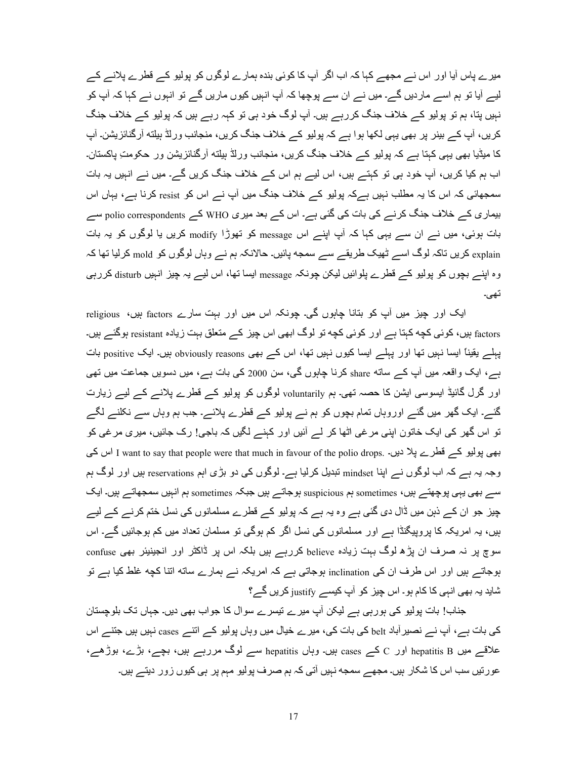میرے پاس آیا اور اس نے مجھے کہا کہ اب اگر آپ کا کوئی بندہ ہمارے لوگوں کو پولیو کے قطرے پلانے کے لیے آیا تو ہم اسے ماردیں گے۔ میں نے ان سے پوچھا کہ آپ انہیں کیوں ماریں گے تو انہوں نے کہا کہ آپ کو نہیں پتا، ہم تو پولیو کے خلاف جنگ کررہے ہیں۔ آپ لوگ خود ہی تو کہہ رہے ہیں کہ پولیو کے خلاف جنگ کریں، آپ کے بینر پر بھی یہی لکھا ہوا ہے کہ پولیو کے خلاف جنگ کریں، منجانب ورلڈ ہیلتھ آرگنائزیشن۔ آپ کا میڈیا بھی یہی کہتا ہے کہ پولیو کے خلاف جنگ کریں، منجانب ورلڈ ہیلتھ آرگنائزیشن ور حکومتِ پاکستان۔ اب ہم کیا کریں، آپ خود ہی تو کہتے ہیں، اس لیے ہم اس کے خلاف جنگ کریں گے۔ میں نے انہیں یہ بات سمجھائی کہ اس کا یہ مطلب نہیں ہےکہ پولیو کے خلاف جنگ میں آپ نے اس کو resist کرنا ہے، یہاں اس بیماری کے خلاف جنگ کرنے کی بات کی گئی ہے۔ اس کے بعد میری WHO کے polio correspondents سے بات ہوئی، میں نے ان سے یہی کہا کہ آپ اپنے اس message کو تھوڑا modify کریں یا لوگوں کو یہ بات explain کریں تاکہ لوگ اسے ٹھیک طریقے سے سمجھ پائیں۔ حالانکہ ہم نے وہاں لوگوں کو mold کرلیا تھا کہ وہ اپنے بچوں کو پولیو کے قطرے پلوائیں لیکن چونکہ message ایسا تھا، اس لیے یہ چیز انہیں disturb کررہی تھی۔

ایک اور چیز میں آپ کو بتانا چاہوں گی۔ چونکہ اس میں اور بہت سارے factors ہیں، religious factors ہیں، کوئی کچھ کہتا ہے اور کوئی کچھ تو لوگ ابھی اس چیز کے متعلق بہت زیادہ resistant ہوگئے ہیں۔ پہلے یقیناً ایسا نہیں تھا اور پہلے ایسا کیوں نہیں تھا، اس کے بھی obviously reasons ہیں۔ ایک positive بات ہے، ایک واقعہ میں آپ کے ساتھ share کرنا چاہوں گی، سن 2000 کی بات ہے، میں دسویں جماعت میں تھی اور گرل گائیڈ ایسوسی ایشن کا حصہ تھی۔ ہم voluntarily لوگوں کو پولیو کے قطرے پلانے کے لیے زیارت گئے۔ ایک گھر میں گئے اوروہاں تمام بچوں کو ہم نے پولیو کے قطرے پلائے۔ جب ہم وہاں سے نکلنے لگے تو اس گھر کی ایک خاتون اپنی مرغی اٹھا کر لے آئیں اور کہنے لگیں کہ باجی! رک جائیں، میری مرغی کو بھی پولیو کے قطرے پلا دیں۔ I want to say that people were that much in favour of the polio drops. اس کی وجہ یہ ہے کہ اب لوگوں نے اپنا mindset تبدیل کرلیا ہے۔ لوگوں کی دو بڑی اہم reservations ہیں اور لوگ ہم سے بھی یہی پوچھتے ہیں، sometimes ہم suspicious ہوجاتے ہیں جبکہ sometimes ہم انہیں سمجھاتے ہیں۔ ایک چیز جو ان کے ذہن میں ڈال دی گئی ہے وہ یہ ہے کہ پولیو کے قطرے مسلمانوں کی نسل ختم کرنے کے لیے ہیں، یہ امریکہ کا پروپیگنڈا ہے اور مسلمانوں کی نسل اگر کم ہوگی تو مسلمان تعداد میں کم ہوجائیں گے۔ اس سوچ پر نہ صرف ان پڑھ لوگ بہت زیادہ believe کررہے ہیں بلکہ اس پر ڈاکٹر اور انجینئر بھی confuse ہوجاتے ہیں اور اس طرف ان کی inclination ہوجاتی ہے کہ امریکہ نے ہمارے ساتھ اتنا کچھ غلط کیا ہے تو شاید یہ بھی انہی کا کام ہو۔ اس چیز کو آپ کیسے justify کریں گے؟

جناب! بات پولیو کی ہورہی ہے لیکن آپ میرے تیسرے سوال کا جواب بھی دیں۔ جہاں تک بلوچستان کی بات ہے، آپ نے نصیرآباد belt کی بات کی، میرے خیال میں وہاں پولیو کے اتنے cases نہیں ہیں جتنے اس علاقے میں hepatitis B اور C کے cases ہیں۔ وہاں hepatitis سے لوگ مررہے ہیں، بچے، بڑے، بوڑھے، عورتیں سب اس کا شکار ہیں۔ مجھے سمجھ نہیں آتی کہ ہم صرف پولیو مہم پر ہی کیوں زور دیتے ہیں۔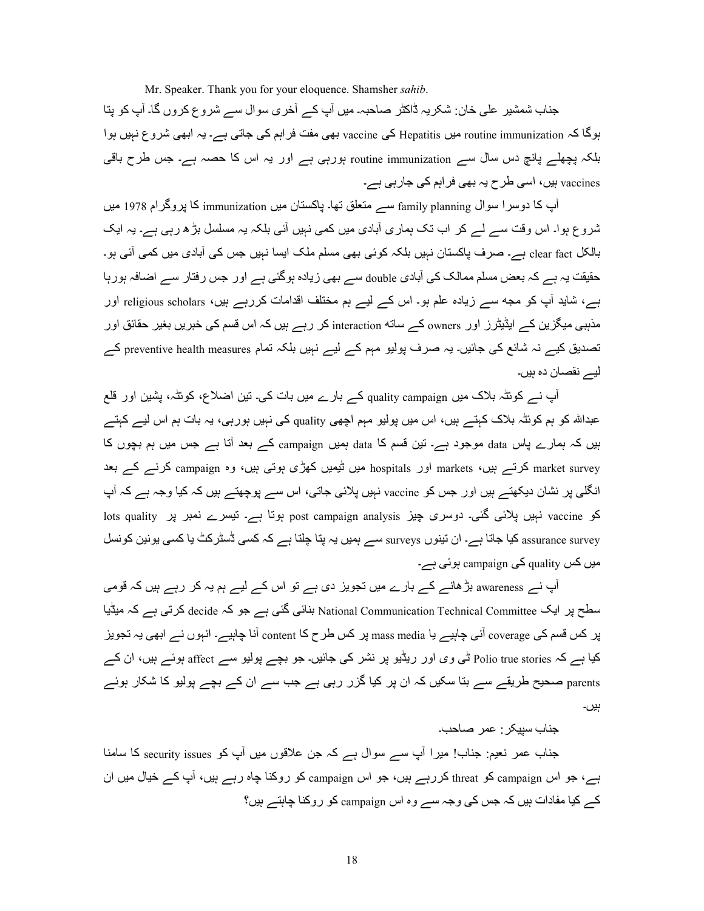Mr. Speaker. Thank you for your eloquence. Shamsher *sahib*.

جناب شمشیر علی خان: شکریہ ڈاکٹر صاحبہ۔ میں آپ کے آخری سوال سے شروع کروں گا۔ آپ کو پتا ہوگا کہ routine immunization میں Hepatitis کی vaccine بھی مفت فراہم کی جاتی ہے۔ یہ ابھی شروع نہیں ہوا بلکہ پچھلے پانچ دس سال سے routine immunization ہورہی ہے اور یہ اس کا حصہ ہے۔ جس طرح باقی vaccines ہیں، اسی طرح یہ بھی فراہم کی جارہی ہے۔

آپ کا دوسرا سوال family planning سے متعلق تھا۔ پاکستان میں immunization کا پروگرام 1978 میں شروع ہوا۔ اس وقت سے لے کر اب تک ہماری آبادی میں کمی نہیں آئی بلکہ یہ مسلسل بڑھ رہی ہے۔ یہ ایک بالکل clear fact ہے۔ صرف پاکستان نہیں بلکہ کوئی بھی مسلم ملک ایسا نہیں جس کی آبادی میں کمی آئی ہو۔ حقیقت یہ ہے کہ بعض مسلم ممالک کی آبادی double سے بھی زیادہ ہوگئی ہے اور جس رفتار سے اضافہ ہورہا ہے، شاید آپ کو مجھ سے زیادہ علم ہو۔ اس کے لیے ہم مختلف اقدامات کررہے ہیں، religious scholars اور مذہبی میگزین کے ایڈیٹرز اور owners کے ساتھ interaction کر رہے ہیں کہ اس قسم کی خبریں بغیر حقائق اور تصدیق کیے نہ شائع کی جائیں۔ یہ صرف پولیو مہم کے لیے نہیں بلکہ تمام preventive health measures کے لیے نقصان دہ ہیں۔

آپ نے کوئٹہ بلاک میں quality campaign کے بارے میں بات کی۔ تین اضلاع، کوئٹہ، پشین اور قلع عبداللہ کو ہم کوئٹہ بلاک کہتے ہیں، اس میں پولیو مہم اچھی quality کی نہیں ہورہی، یہ بات ہم اس لیے کہتے ہیں کہ ہمارے پاس data موجود ہے۔ تین قسم کا data ہمیں campaign کے بعد آتا ہے جس میں ہم بچوں کا market survey کرتے ہیں، markets اور hospitals میں ٹیمیں کھڑی ہوتی ہیں، وہ campaign کرنے کے بعد انگلی پر نشان دیکھتے ہیں اور جس کو vaccine نہیں پلائی جاتی، اس سے پوچھتے ہیں کہ کیا وجہ ہے کہ آپ کو vaccine نہیں پلائی گئی۔ دوسری چیز post campaign analysis ہوتا ہے۔ تیسرے نمبر پر lots quality assurance survey کیا جاتا ہے۔ ان تینوں surveys سے ہمیں یہ پتا چلتا ہے کہ کسی ڈسٹرکٹ یا کسی یونین کونسل میں کس quality کی campaign ہوئی ہے۔

آپ نے awareness بڑھانے کے بارے میں تجویز دی ہے تو اس کے لیے ہم یہ کر رہے ہیں کہ قومی سطح پر ایک National Communication Technical Committee بنائی گئی ہے جو کہ decide کرتی ہے کہ میڈیا پر کس قسم کی coverage آنی چاہیے یا mass media پر کس طرح کا content آنا چاہیے۔ انہوں نے ابھی یہ تجویز کیا ہے کہ Polio true stories ٹی وی اور ریڈیو پر نشر کی جائیں۔ جو بچے پولیو سے affect ہوئے ہیں، ان کے parents صحیح طریقے سے بتا سکیں کہ ان پر کیا گزر رہی ہے جب سے ان کے بچے پولیو کا شکار ہوئے ہیں۔

جناب سپیکر: عمر صاحب۔

جناب عمر نعیم: جناب! میرا آپ سے سوال ہے کہ جن علاقوں میں آپ کو security issues کا سامنا ہے، جو اس campaign کو threat کررہے ہیں، جو اس campaign کو روکنا چاہ رہے ہیں، آپ کے خیال میں ان کے کیا مفادات ہیں کہ جس کی وجہ سے وہ اس campaign کو روکنا چاہتے ہیں؟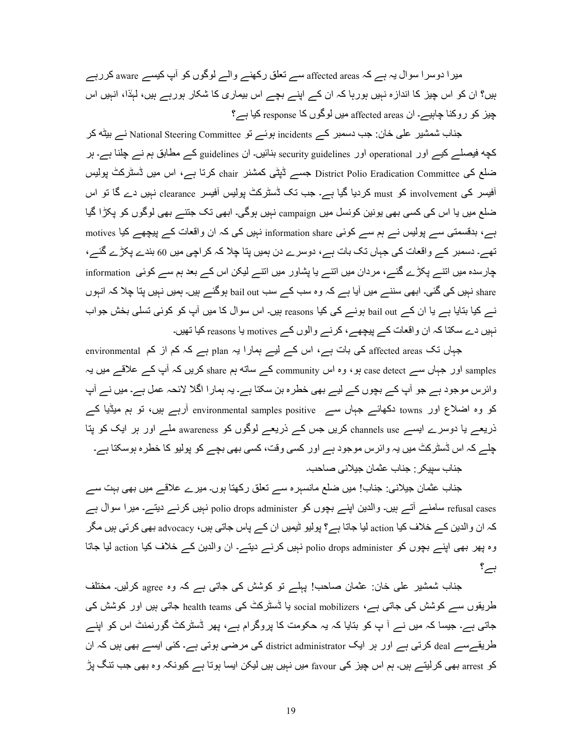میرا دوسرا سوال یہ ہے کہ affected areas سے تعلق رکھنے والے لوگوں کو آپ کیسے aware کررہے ہیں؟ ان کو اس چیز کا اندازہ نہیں ہورہا کہ ان کے اپنے بچے اس بیماری کا شکار ہورہے ہیں، لہٰذا، انہیں اس چیز کو روکنا چاہیے۔ ان affected areas میں لوگوں کا response کیا ہے؟

جناب شمشیر علی خان: جب دسمبر کے incidents ہوئے تو National Steering Committee نے بیٹھ کر کچھ فیصلے کیے اور operational اور security guidelines بنائیں۔ ان guidelines کے مطابق ہم نے چلنا ہے۔ ہر ضلع کی District Polio Eradication Committee جسے ڈپٹی کمشنر chair کرتا ہے، اس میں ڈسٹرکٹ پولیس آفیسر کی involvement کو must کردیا گیا ہے۔ جب تک ڈسٹرکٹ پولیس آفیسر clearance نہیں دے گا تو اس ضلع میں یا اس کی کسی بھی یونین کونسل میں campaign نہیں ہوگی۔ ابھی تک جتنے بھی لوگوں کو پکڑا گیا ہے، بدقسمتی سے پولیس نے ہم سے کوئی information share نہیں کی کہ ان واقعات کے پیچھے کیا motives تھے۔ دسمبر کے واقعات کی جہاں تک بات ہے، دوسرے دن ہمیں پتا چلا کہ کراچی میں 60 بندے پکڑے گئے، چارسدہ میں اتنے پکڑے گئے، مردان میں اتنے یا پشاور میں اتنے لیکن اس کے بعد ہم سے کوئی information share نہیں کی گئی۔ ابھی سننے میں آیا ہے کہ وہ سب کے سب bail out ہوگئے ہیں۔ ہمیں نہیں پتا چلا کہ انہوں نے کیا بتایا ہے یا ان کے bail out ہونے کی کیا reasons ہیں۔ اس سوال کا میں آپ کو کوئی تسلی بخش جواب نہیں دے سکتا کہ ان واقعات کے پیچھے، کرنے والوں کے motives یا reasons کیا تھیں۔

جہاں تک affected areas کی بات ہے، اس کے لیے ہمارا یہ plan ہے کہ کم از کم environmental samples اور جہاں سے case detect ہو، وہ اس community کے ساتھ ہم share کریں کہ آپ کے علاقے میں یہ وائرس موجود ہے جو آپ کے بچوں کے لیے بھی خطرہ بن سکتا ہے۔ یہ ہمارا اگلا لائحہ عمل ہے۔ میں نے آپ کو وہ اضلاع اور towns دکھائے جہاں سے environmental samples positive آرہے ہیں، تو ہم میڈیا کے ذریعے یا دوسرے ایسے channels use کریں جس کے ذریعے لوگوں کو awareness ملے اور ہر ایک کو پتا چلے کہ اس ڈسٹرکٹ میں یہ وائرس موجود ہے اور کسی وقت، کسی بھی بچے کو پولیو کا خطرہ ہوسکتا ہے۔

جناب سپیکر: جناب عثمان جیلانی صاحب۔

جناب عثمان جیلانی: جناب! میں ضلع مانسہرہ سے تعلق رکھتا ہوں۔ میرے علاقے میں بھی بہت سے refusal cases سامنے آتے ہیں۔ والدین اپنے بچوں کو polio drops administer نہیں کرنے دیتے۔ میرا سوال ہے کہ ان والدین کے خلاف کیا action لیا جاتا ہے؟ پولیو ٹیمیں ان کے پاس جاتی ہیں، advocacy بھی کرتی ہیں مگر وہ پھر بھی اپنے بچوں کو polio drops administer نہیں کرنے دیتے۔ ان والدین کے خلاف کیا action لیا جاتا ہے؟

جناب شمشیر علی خان: عثمان صاحب! پہلے تو کوشش کی جاتی ہے کہ وہ agree کرلیں۔ مختلف طریقوں سے کوشش کی جاتی ہے، social mobilizers یا ڈسٹرکٹ کی health teams جاتی ہیں اور کوشش کی جاتی ہے۔ جیسا کہ میں نے آ پ کو بتایا کہ یہ حکومت کا پروگرام ہے، پھر ڈسٹرکٹ گورنمنٹ اس کو اپنے طریقےسے deal کرتی ہے اور ہر ایک district administrator کی مرضی ہوتی ہے۔ کئی ایسے بھی ہیں کہ ان کو arrest بھی کرلیتے ہیں۔ ہم اس چیز کی favour میں نہیں ہیں لیکن ایسا ہوتا ہے کیونکہ وہ بھی جب تنگ پڑ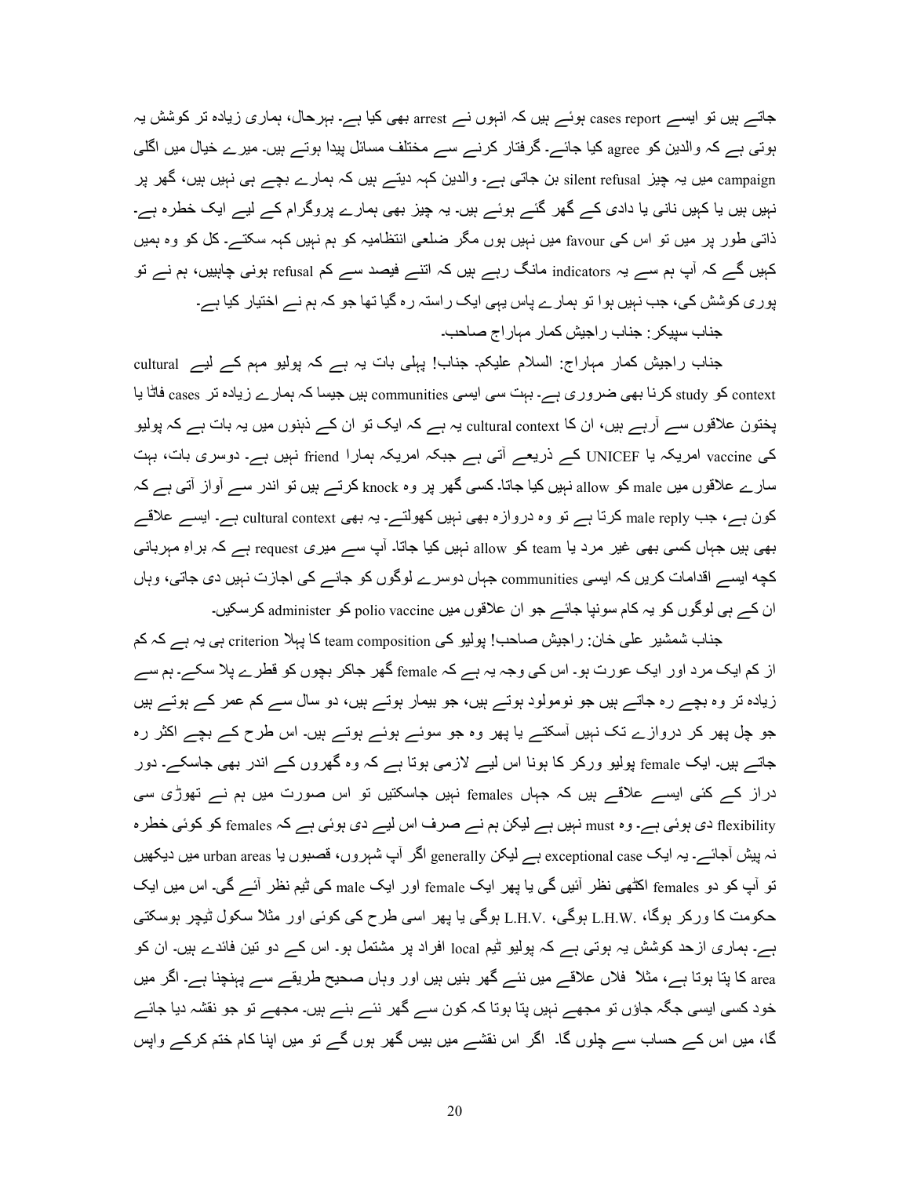جاتے ہیں تو ایسے cases report ہوئے ہیں کہ انہوں نے arrest بھی کیا ہے۔ بہرحال، ہماری زیادہ تر کوشش یہ ہوتی ہے کہ والدین کو agree کیا جائے۔ گرفتار کرنے سے مختلف مسائل پیدا ہوتے ہیں۔ میرے خیال میں اگلی campaign میں یہ چیز silent refusal بن جاتی ہے۔ والدین کہہ دیتے ہیں کہ ہمارے بچے ہی نہیں ہیں، گھر پر نہیں ہیں یا کہیں نانی یا دادی کے گھر گئے ہوئے ہیں۔ یہ چیز بھی ہمارے پروگرام کے لیے ایک خطرہ ہے۔ ذاتی طور پر میں تو اس کی favour میں نہیں ہوں مگر ضلعی انتظامیہ کو ہم نہیں کہہ سکتے۔ کل کو وہ ہمیں کہیں گے کہ آپ ہم سے یہ indicators مانگ رہے ہیں کہ اتنے فیصد سے کم refusal ہونی چاہییں، ہم نے تو پوری کوشش کی، جب نہیں ہوا تو ہمارے پاس یہی ایک راستہ رہ گیا تھا جو کہ ہم نے اختیار کیا ہے۔

جناب سپیکر: جناب راجیش کمار مہاراج صاحب۔

جناب راجیش کمار مہاراج: السلام علیکم۔ جناب! پہلی بات یہ ہے کہ پولیو مہم کے لیے cultural context کو study کرنا بھی ضروری ہے۔ بہت سی ایسی communities ہیں جیسا کہ ہمارے زیادہ تر cases فاٹا یا پختون علاقوں سے آرہے ہیں، ان کا cultural context یہ ہے کہ ایک تو ان کے ذہنوں میں یہ بات ہے کہ پولیو کی vaccine امریکہ یا UNICEF کے ذریعے آتی ہے جبکہ امریکہ ہمارا friend نہیں ہے۔ دوسری بات، بہت سارے علاقوں میں male کو allow نہیں کیا جاتا۔ کسی گھر پر وہ knock کرتے ہیں تو اندر سے آواز آتی ہے کہ کون ہے، جب male reply کرتا ہے تو وہ دروازہ بھی نہیں کھولتے۔ یہ بھی cultural context ہے۔ ایسے علاقے بھی ہیں جہاں کسی بھی غیر مرد یا team کو allow نہیں کیا جاتا۔ آپ سے میری request ہے کہ براہِ مہربانی کچھ ایسے اقدامات کریں کہ ایسی communities جہاں دوسرے لوگوں کو جانے کی اجازت نہیں دی جاتی، وہاں ان کے ہی لوگوں کو یہ کام سونپا جائے جو ان علاقوں میں polio vaccine کو administer کرسکیں۔

جناب شمشیر علی خان: راجیش صاحب! پولیو کی team composition کا پہلا criterion ہی یہ ہے کہ کم از کم ایک مرد اور ایک عورت ہو۔ اس کی وجہ یہ ہے کہ female گھر جاکر بچوں کو قطرے پلا سکے۔ ہم سے زیادہ تر وہ بچے رہ جاتے ہیں جو نومولود ہوتے ہیں، جو بیمار ہوتے ہیں، دو سال سے کم عمر کے ہوتے ہیں جو چل پھر کر دروازے تک نہیں آسکتے یا پھر وہ جو سوئے ہوئے ہوتے ہیں۔ اس طرح کے بچے اکثر رہ جاتے ہیں۔ ایک female پولیو ورکر کا ہونا اس لیے لازمی ہوتا ہے کہ وہ گھروں کے اندر بھی جاسکے۔ دور دراز کے کئی ایسے علاقے ہیں کہ جہاں females نہیں جاسکتیں تو اس صورت میں ہم نے تھوڑی سی flexibility دی ہوئی ہے۔ وہ must نہیں ہے لیکن ہم نے صرف اس لیے دی ہوئی ہے کہ females کو کوئی خطرہ نہ پیش آجائے۔ یہ ایک exceptional case ہے لیکن generally اگر آپ شہروں، قصبوں یا urban areas میں دیکھیں تو آپ کو دو females اکٹھی نظر آئیں گی یا پھر ایک female اور ایک male کی ٹیم نظر آئے گی۔ اس میں ایک حکومت کا ورکر ہوگا، L.H.W. ہوگی، L.H.V. ہوگی یا پھر اسی طرح کی کوئی اور مثلاً سکول ٹیچر ہوسکتی ہے۔ ہماری ازحد کوشش یہ ہوتی ہے کہ پولیو ٹیم local افراد پر مشتمل ہو۔ اس کے دو تین فائدے ہیں۔ ان کو area کا پتا ہوتا ہے، مثلاً فلاں علاقے میں نئے گھر بنیں ہیں اور وہاں صحیح طریقے سے پہنچنا ہے۔ اگر میں خود کسی ایسی جگہ جاؤں تو مجھے نہیں پتا ہوتا کہ کون سے گھر نئے بنے ہیں۔ مجھے تو جو نقشہ دیا جائے گا، میں اس کے حساب سے چلوں گا۔ اگر اس نقشے میں بیس گھر ہوں گے تو میں اپنا کام ختم کرکے واپس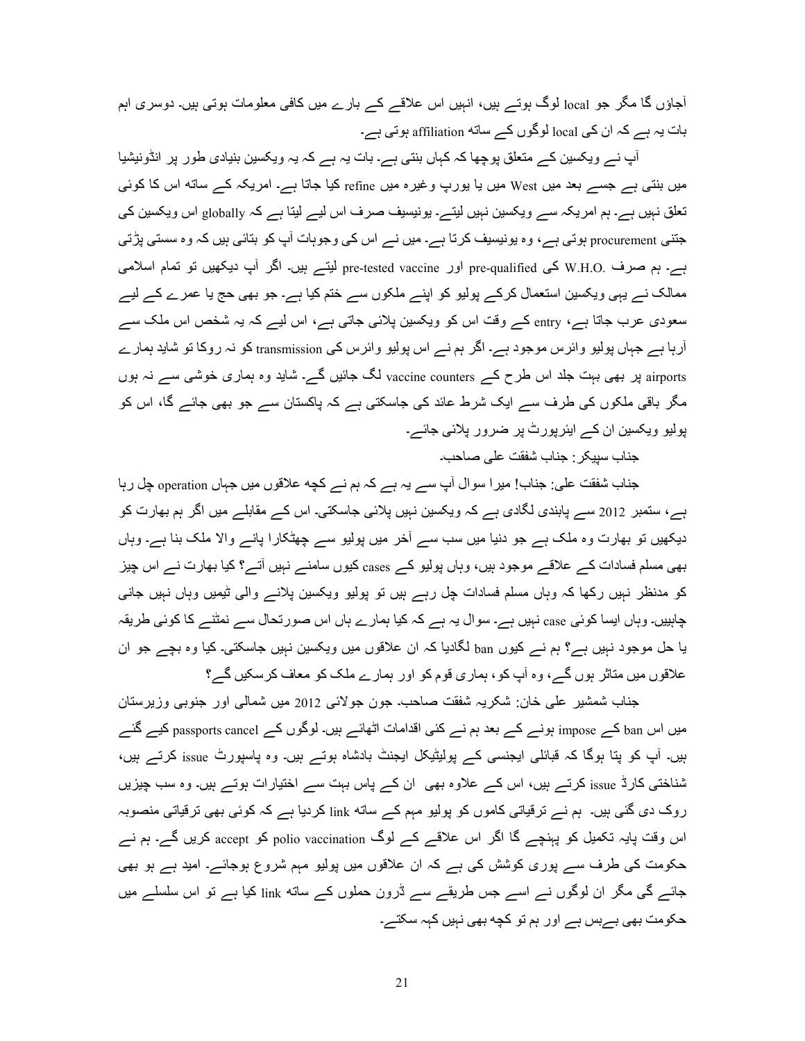آجاؤں گا مگر جو local لوگ ہوتے ہیں، انہیں اس علاقے کے بارے میں کافی معلومات ہوتی ہیں۔ دوسری اہم بات یہ ہے کہ ان کی local لوگوں کے ساتھ affiliation ہوتی ہے۔

آپ نے ویکسین کے متعلق پوچھا کہ کہاں بنتی ہے۔ بات یہ ہے کہ یہ ویکسین بنیادی طور پر انڈونیشیا میں بنتی ہے جسے بعد میں West میں یا یورپ وغیرہ میں refine کیا جاتا ہے۔ امریکہ کے ساتھ اس کا کوئی تعلق نہیں ہے۔ ہم امریکہ سے ویکسین نہیں لیتے۔ یونیسیف صرف اس لیے لیتا ہے کہ globally اس ویکسین کی جتنی procurement ہوتی ہے، وہ یونیسیف کرتا ہے۔ میں نے اس کی وجوہات آپ کو بتائی ہیں کہ وہ سستی پڑتی ہے۔ ہم صرف .W.H.O کی pre-qualified اور pre-tested vaccine لیتے ہیں۔ اگر آپ دیکھیں تو تمام اسلامی ممالک نے یہی ویکسین استعمال کرکے پولیو کو اپنے ملکوں سے ختم کیا ہے۔ جو بھی حج یا عمرے کے لیے سعودی عرب جاتا ہے، entry کے وقت اس کو ویکسین پلائی جاتی ہے، اس لیے کہ یہ شخص اس ملک سے آرہا ہے جہاں پولیو وائرس موجود ہے۔ اگر ہم نے اس پولیو وائرس کی transmission کو نہ روکا تو شاید ہمارے airports پر بھی بہت جلد اس طرح کے vaccine counters لگ جائیں گے۔ شاید وہ ہماری خوشی سے نہ ہوں مگر باقی ملکوں کی طرف سے ایک شرط عائد کی جاسکتی ہے کہ پاکستان سے جو بھی جائے گا، اس کو پولیو ویکسین ان کے ایئرپورٹ پر ضرور پلائی جائے۔

جناب سپیکر: جناب شفقت علی صاحب۔

جناب شفقت علی: جناب! میرا سوال آپ سے یہ ہے کہ ہم نے کچھ علاقوں میں جہاں operation چل رہا ہے، ستمبر 2012 سے پابندی لگادی ہے کہ ویکسین نہیں پلائی جاسکتی۔ اس کے مقابلے میں اگر ہم بھارت کو دیکھیں تو بھارت وہ ملک ہے جو دنیا میں سب سے آخر میں پولیو سے چھٹکارا پانے والا ملک بنا ہے۔ وہاں بھی مسلم فسادات کے علاقے موجود ہیں، وہاں پولیو کے cases کیوں سامنے نہیں آتے؟ کیا بھارت نے اس چیز کو مدنظر نہیں رکھا کہ وہاں مسلم فسادات چل رہے ہیں تو پولیو ویکسین پلانے والی ٹیمیں وہاں نہیں جانی چاہییں۔ وہاں ایسا کوئی case نہیں ہے۔ سوال یہ ہے کہ کیا ہمارے ہاں اس صورتحال سے نمٹنے کا کوئی طریقہ یا حل موجود نہیں ہے؟ ہم نے کیوں ban لگادیا کہ ان علاقوں میں ویکسین نہیں جاسکتی۔ کیا وہ بچے جو ان علاقوں میں متاثر ہوں گے، وہ آپ کو، ہماری قوم کو اور ہمارے ملک کو معاف کرسکیں گے؟

جناب شمشیر علی خان: شکریہ شفقت صاحب۔ جون جولائی 2012 میں شمالی اور جنوبی وزیرستان میں اس ban کے impose ہونے کے بعد ہم نے کئی اقدامات اٹھائے ہیں۔ لوگوں کے passports cancel کیے گئے ہیں۔ آپ کو پتا ہوگا کہ قبائلی ایجنسی کے پولیٹیکل ایجنٹ بادشاہ ہوتے ہیں۔ وہ پاسپورٹ issue کرتے ہیں، شناختی کارڈ issue کرتے ہیں، اس کے علاوہ بھی ان کے پاس بہت سے اختیارات ہوتے ہیں۔ وہ سب چیزیں روک دی گئی ہیں۔ ہم نے ترقیاتی کاموں کو پولیو مہم کے ساتھ link کردیا ہے کہ کوئی بھی ترقیاتی منصوبہ اس وقت پایہ تکمیل کو پہنچے گا اگر اس علاقے کے لوگ polio vaccination کو accept کریں گے۔ ہم نے حکومت کی طرف سے پوری کوشش کی ہے کہ ان علاقوں میں پولیو مہم شروع ہوجائے۔ امید ہے ہو بھی جائے گی مگر ان لوگوں نے اسے جس طریقے سے ڈرون حملوں کے ساتھ link کیا ہے تو اس سلسلے میں حکومت بھی بےبس ہے اور ہم تو کچھ بھی نہیں کہہ سکتے۔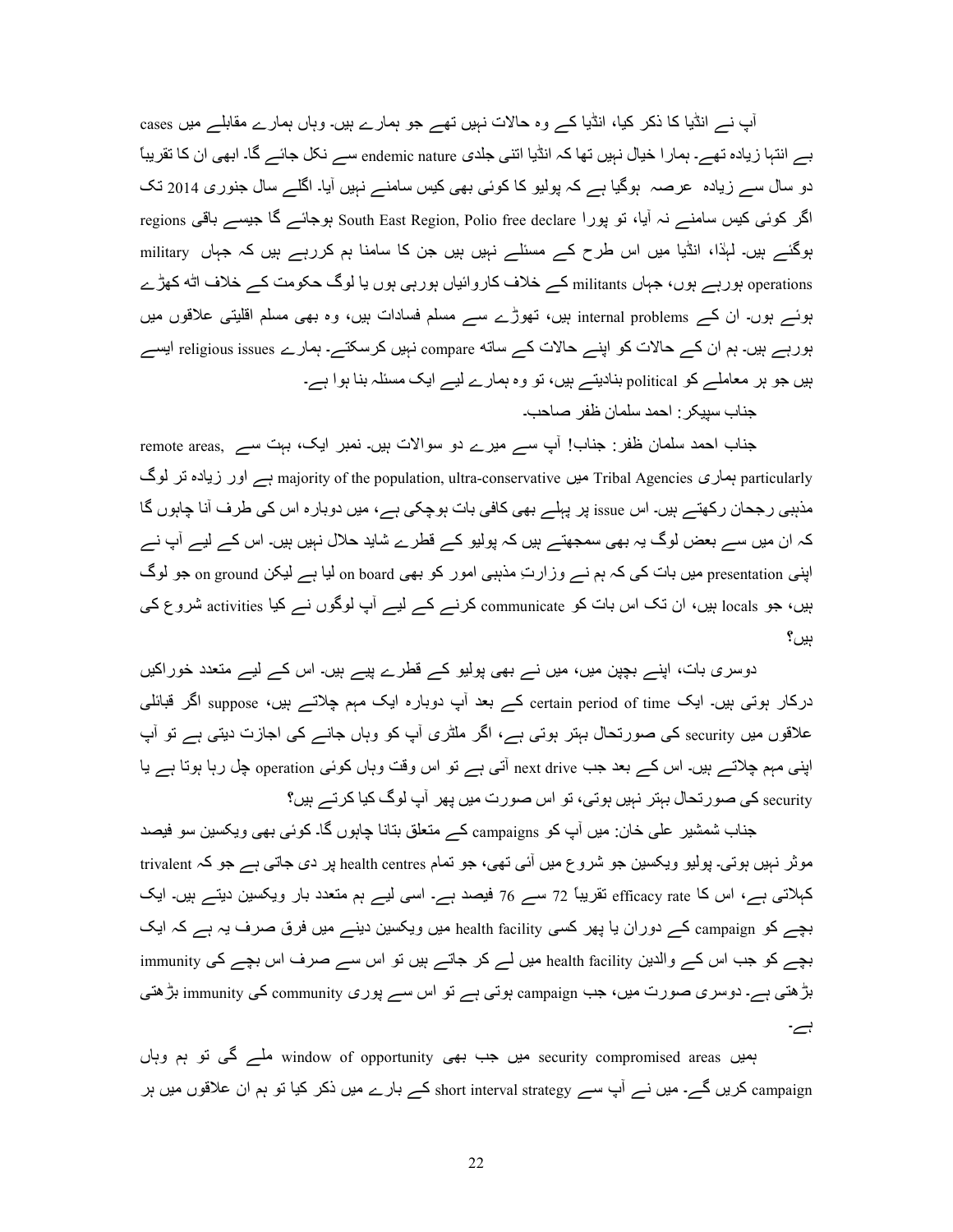آپ نے انڈیا کا ذکر کیا، انڈیا کے وہ حالات نہیں تھے جو ہمارے ہیں۔ وہاں ہمارے مقابلے میں cases بے انتہا زیادہ تھے۔ ہمارا خیال نہیں تھا کہ انڈیا اتنی جلدی endemic nature سے نکل جائے گا۔ ابھی ان کا تقریباً دو سال سے زیادہ عرصہ ہوگیا ہے کہ پولیو کا کوئی بھی کیس سامنے نہیں آیا۔ اگلے سال جنوری 2014 تک اگر کوئی کیس سامنے نہ آیا، تو پورا South East Region, Polio free declare ہوجائے گا جیسے باقی regions ہوگئے ہیں۔ لہٰذا، انڈیا میں اس طرح کے مسئلے نہیں ہیں جن کا سامنا ہم کررہے ہیں کہ جہاں military operations ہورہے ہوں، جہاں militants کے خلاف کاروائیاں ہورہی ہوں یا لوگ حکومت کے خلاف اٹھ کھڑے ہوئے ہوں۔ ان کے internal problems ہیں، تھوڑے سے مسلم فسادات ہیں، وہ بھی مسلم اقلیتی علاقوں میں ہورہے ہیں۔ ہم ان کے حالات کو اپنے حالات کے ساتھ compare نہیں کرسکتے۔ ہمارے religious issues ایسے ہیں جو ہر معاملے کو political بنادیتے ہیں، تو وہ ہمارے لیے ایک مسئلہ بنا ہوا ہے۔

جناب سپیکر: احمد سلمان ظفر صاحب۔

جناب احمد سلمان ظفر: جناب! آپ سے میرے دو سوالات ہیں۔ نمبر ایک، بہت سے remote areas, particularly ہماری Tribal Agencies میں majority of the population, ultra-conservative ہے اور زیادہ تر لوگ مذہبی رجحان رکھتے ہیں۔ اس issue پر پہلے بھی کافی بات ہوچکی ہے، میں دوبارہ اس کی طرف آنا چاہوں گا کہ ان میں سے بعض لوگ یہ بھی سمجھتے ہیں کہ پولیو کے قطرے شاید حلال نہیں ہیں۔ اس کے لیے آپ نے اپنی presentation میں بات کی کہ ہم نے وزارتِ مذہبی امور کو بھی on board لیا ہے لیکن on ground جو لوگ ہیں، جو locals ہیں، ان تک اس بات کو communicate کرنے کے لیے آپ لوگوں نے کیا activities شروع کی ہیں؟

دوسری بات، اپنے بچپن میں، میں نے بھی پولیو کے قطرے پیے ہیں۔ اس کے لیے متعدد خوراکیں درکار ہوتی ہیں۔ ایک certain period of time کے بعد آپ دوبارہ ایک مہم چلاتے ہیں، suppose اگر قبائلی علاقوں میں security کی صورتحال بہتر ہوتی ہے، اگر ملٹری آپ کو وہاں جانے کی اجازت دیتی ہے تو آپ اپنی مہم چلاتے ہیں۔ اس کے بعد جب next drive آتی ہے تو اس وقت وہاں کوئی operation چل رہا ہوتا ہے یا security کی صورتحال بہتر نہیں ہوتی، تو اس صورت میں پھر آپ لوگ کیا کرتے ہیں؟

جناب شمشیر علی خان: میں آپ کو campaigns کے متعلق بتانا چاہوں گا۔ کوئی بھی ویکسین سو فیصد موثر نہیں ہوتی۔ پولیو ویکسین جو شروع میں آئی تھی، جو تمام health centres پر دی جاتی ہے جو کہ trivalent کہلاتی ہے، اس کا efficacy rate تقریباً 72 سے 76 فیصد ہے۔ اسی لیے ہم متعدد بار ویکسین دیتے ہیں۔ ایک بچے کو campaign کے دوران یا پھر کسی health facility میں ویکسین دینے میں فرق صرف یہ ہے کہ ایک بچے کو جب اس کے والدین health facility میں لے کر جاتے ہیں تو اس سے صرف اس بچے کی immunity بڑھتی ہے۔ دوسری صورت میں، جب campaign ہوتی ہے تو اس سے پوری community کی immunity بڑھتی ہے۔

ہمیں security compromised areas میں جب بھی window of opportunity ملے گی تو ہم وہاں campaign کریں گے۔ میں نے آپ سے short interval strategy کے بارے میں ذکر کیا تو ہم ان علاقوں میں ہر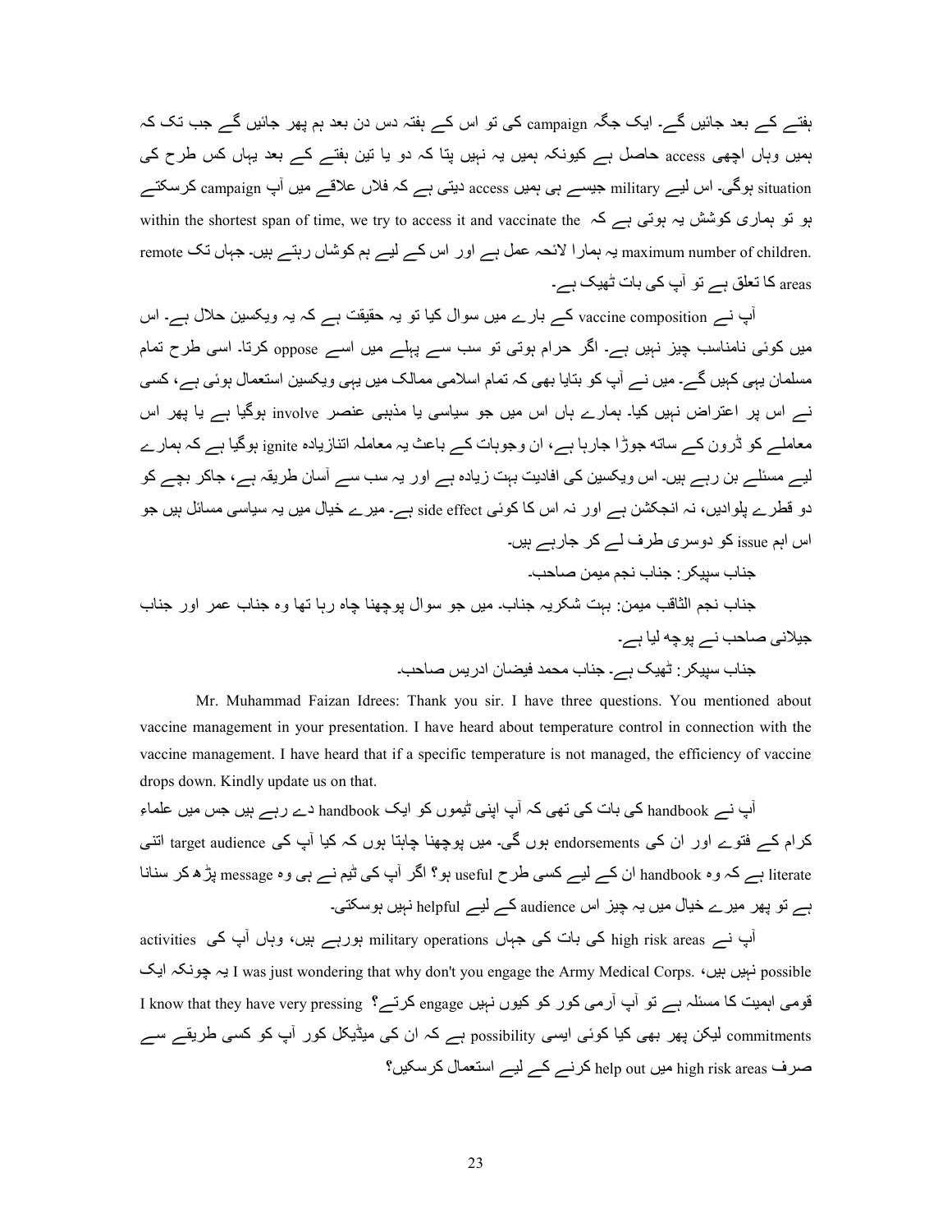ہفتے کے بعد جائیں گے۔ ایک جگہ campaign کی تو اس کے ہفتہ دس دن بعد ہم پھر جائیں گے جب تک کہ ہمیں وہاں اچھی access حاصل ہے کیونکہ ہمیں یہ نہیں پتا کہ دو یا تین ہفتے کے بعد یہاں کس طرح کی situation ہوگی۔ اس لیے military جیسے ہی ہمیں access دیتی ہے کہ فلاں علاقے میں آپ campaign کرسکتے ہو تو ہماری کوشش یہ ہوتی ہے کہ within the shortest span of time, we try to access it and vaccinate the maximum number of children. یہ ہمارا لائحہ عمل ہے اور اس کے لیے ہم کوشاں رہتے ہیں۔ جہاں تک remote areas کا تعلق ہے تو آپ کی بات ٹھیک ہے۔

آپ نے vaccine composition کے بارے میں سوال کیا تو یہ حقیقت ہے کہ یہ ویکسین حلال ہے۔ اس میں کوئی نامناسب چیز نہیں ہے۔ اگر حرام ہوتی تو سب سے پہلے میں اسے oppose کرتا۔ اسی طرح تمام مسلمان یہی کہیں گے۔ میں نے آپ کو بتایا بھی کہ تمام اسلامی ممالک میں یہی ویکسین استعمال ہوئی ہے، کسی نے اس پر اعتراض نہیں کیا۔ ہمارے ہاں اس میں جو سیاسی یا مذہبی عنصر involve ہوگیا ہے یا پھر اس معاملے کو ڈرون کے ساتھ جوڑا جارہا ہے، ان وجوہات کے باعث یہ معاملہ اتنازیادہ ignite ہوگیا ہے کہ ہمارے لیے مسئلے بن رہے ہیں۔ اس ویکسین کی افادیت بہت زیادہ ہے اور یہ سب سے آسان طریقہ ہے، جاکر بچے کو دو قطرے پلوادیں، نہ انجکشن ہے اور نہ اس کا کوئی side effect ہے۔ میرے خیال میں یہ سیاسی مسائل ہیں جو اس اہم issue کو دوسری طرف لے کر جارہے ہیں۔

جناب سپیکر: جناب نجم میمن صاحب۔

جناب نجم الثاقب میمن: بہت شکریہ جناب۔ میں جو سوال پوچھنا چاہ رہا تھا وہ جناب عمر اور جناب جیلانی صاحب نے پوچھ لیا ہے۔

جناب سپیکر: ٹھیک ہے۔ جناب محمد فیضان ادریس صاحب۔

Mr. Muhammad Faizan Idrees: Thank you sir. I have three questions. You mentioned about vaccine management in your presentation. I have heard about temperature control in connection with the vaccine management. I have heard that if a specific temperature is not managed, the efficiency of vaccine drops down. Kindly update us on that.

آپ نے handbook کی بات کی تھی کہ آپ اپنی ٹیموں کو ایک handbook دے رہے ہیں جس میں علماء کرام کے فتوے اور ان کی endorsements ہوں گی۔ میں پوچھنا چاہتا ہوں کہ کیا آپ کی target audience اتنی literate ہے کہ وہ handbook ان کے لیے کسی طرح useful ہو؟ اگر آپ کی ٹیم نے ہی وہ message پڑھ کر سنانا ہے تو پھر میرے خیال میں یہ چیز اس audience کے لیے helpful نہیں ہوسکتی۔

آپ نے high risk areas کی بات کی جہاں military operations ہورہے ہیں، وہاں آپ کی activities possible نہیں ہیں، I was just wondering that why don't you engage the Army Medical Corps. یہ چونکہ ایک قومی اہمیت کا مسئلہ ہے تو آپ آرمی کور کو کیوں نہیں engage کرتے؟ I know that they have very pressing commitments لیکن پھر بھی کیا کوئی ایسی possibility ہے کہ ان کی میڈیکل کور آپ کو کسی طریقے سے صرف high risk areas میں help out کرنے کے لیے استعمال کرسکیں؟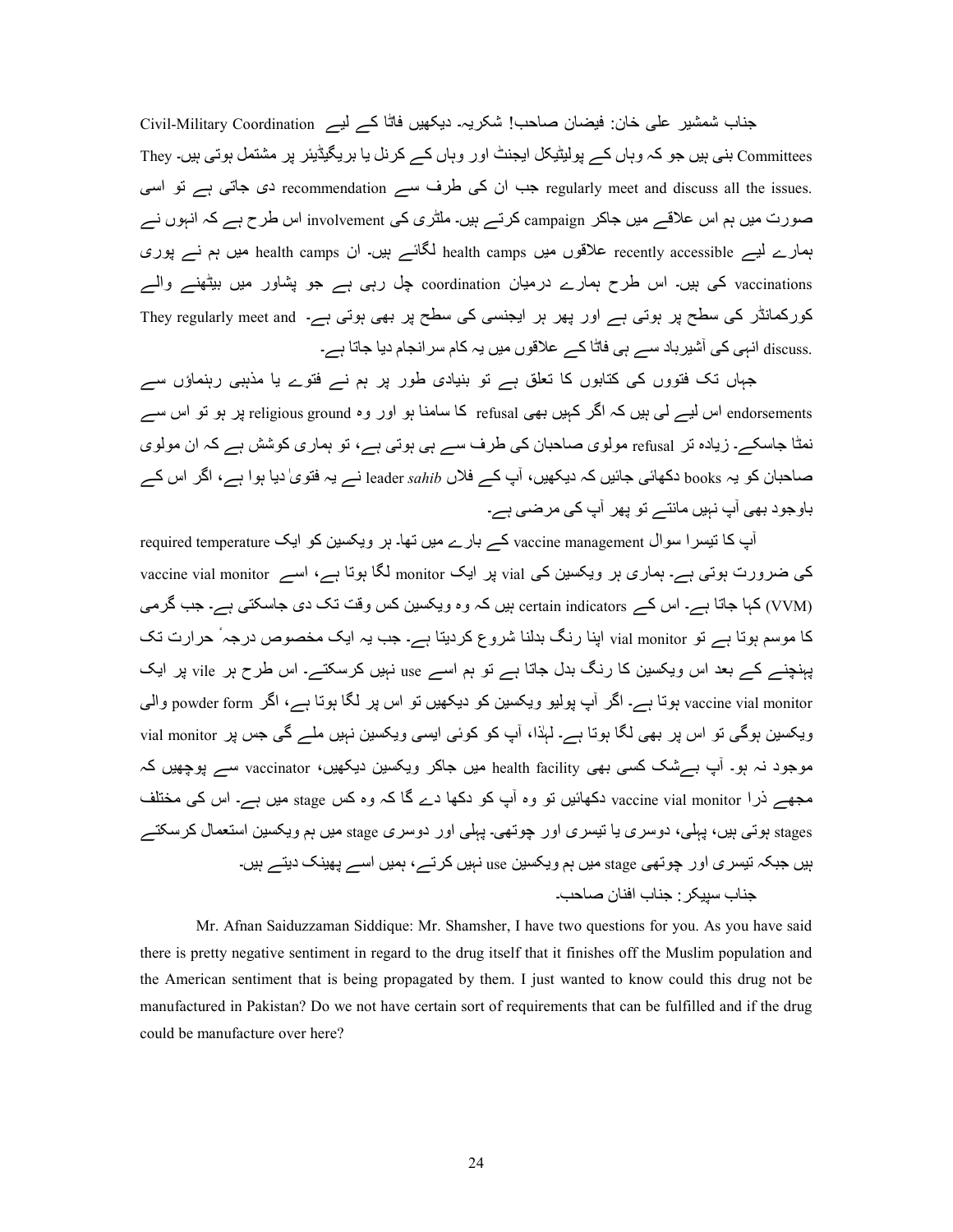جناب شمشیر علی خان: فیضان صاحب! شکریہ۔ دیکھیں فاٹا کے لیے Civil-Military Coordination Committees بنی ہیں جو کہ وہاں کے پولیٹیکل ایجنٹ اور وہاں کے کرنل یا بریگیڈیئر پر مشتمل ہوتی ہیں۔ They regularly meet and discuss all the issues. جب ان کی طرف سے recommendation دی جاتی ہے تو اسی صورت میں ہم اس علاقے میں جاکر campaign کرتے ہیں۔ ملٹری کی involvement اس طرح ہے کہ انہوں نے ہمارے لیے recently accessible علاقوں میں health camps لگائے ہیں۔ ان health camps میں ہم نے پوری vaccinations کی ہیں۔ اس طرح ہمارے درمیان coordination چل رہی ہے جو پشاور میں بیٹھنے والے کورکمانڈر کی سطح پر ہوتی ہے اور پھر ہر ایجنسی کی سطح پر بھی ہوتی ہے۔ They regularly meet and discuss. انہی کی آشیرباد سے ہی فاٹا کے علاقوں میں یہ کام سرانجام دیا جاتا ہے۔

جہاں تک فتووں کی کتابوں کا تعلق ہے تو بنیادی طور پر ہم نے فتوے یا مذہبی رہنماؤں سے endorsements اس لیے لی ہیں کہ اگر کہیں بھی refusal کا سامنا ہو اور وہ religious ground پر ہو تو اس سے نمٹا جاسکے۔ زیادہ تر refusal مولوی صاحبان کی طرف سے ہی ہوتی ہے، تو ہماری کوشش ہے کہ ان مولوی صاحبان کو یہ books دکھائی جائیں کہ دیکھیں، آپ کے فلاں *sahib* leader نے یہ فتویٰ دیا ہوا ہے، اگر اس کے باوجود بھی آپ نہیں مانتے تو پھر آپ کی مرضی ہے۔

آپ کا تیسرا سوال vaccine management کے بارے میں تھا۔ ہر ویکسین کو ایک required temperature کی ضرورت ہوتی ہے۔ ہماری ہر ویکسین کی vial پر ایک monitor لگا ہوتا ہے، اسے vaccine vial monitor (VVM) کہا جاتا ہے۔ اس کے certain indicators ہیں کہ وہ ویکسین کس وقت تک دی جاسکتی ہے۔ جب گرمی کا موسم ہوتا ہے تو vial monitor اپنا رنگ بدلنا شروع کردیتا ہے۔ جب یہ ایک مخصوص درجۂ حرارت تک پہنچنے کے بعد اس ویکسین کا رنگ بدل جاتا ہے تو ہم اسے use نہیں کرسکتے۔ اس طرح ہر vile پر ایک vaccine vial monitor ہوتا ہے۔ اگر آپ پولیو ویکسین کو دیکھیں تو اس پر لگا ہوتا ہے، اگر powder form والی ویکسین ہوگی تو اس پر بھی لگا ہوتا ہے۔ لہٰذا، آپ کو کوئی ایسی ویکسین نہیں ملے گی جس پر vial monitor موجود نہ ہو۔ آپ بےشک کسی بھی health facility میں جاکر ویکسین دیکھیں، vaccinator سے پوچھیں کہ مجھے ذرا vaccine vial monitor دکھائیں تو وہ آپ کو دکھا دے گا کہ وہ کس stage میں ہے۔ اس کی مختلف stages ہوتی ہیں، پہلی، دوسری یا تیسری اور چوتھی۔ پہلی اور دوسری stage میں ہم ویکسین استعمال کرسکتے ہیں جبکہ تیسری اور چوتھی stage میں ہم ویکسین use نہیں کرتے، ہمیں اسے پھینک دیتے ہیں۔

جناب سپیکر: جناب افنان صاحب۔

Mr. Afnan Saiduzzaman Siddique: Mr. Shamsher, I have two questions for you. As you have said there is pretty negative sentiment in regard to the drug itself that it finishes off the Muslim population and the American sentiment that is being propagated by them. I just wanted to know could this drug not be manufactured in Pakistan? Do we not have certain sort of requirements that can be fulfilled and if the drug could be manufacture over here?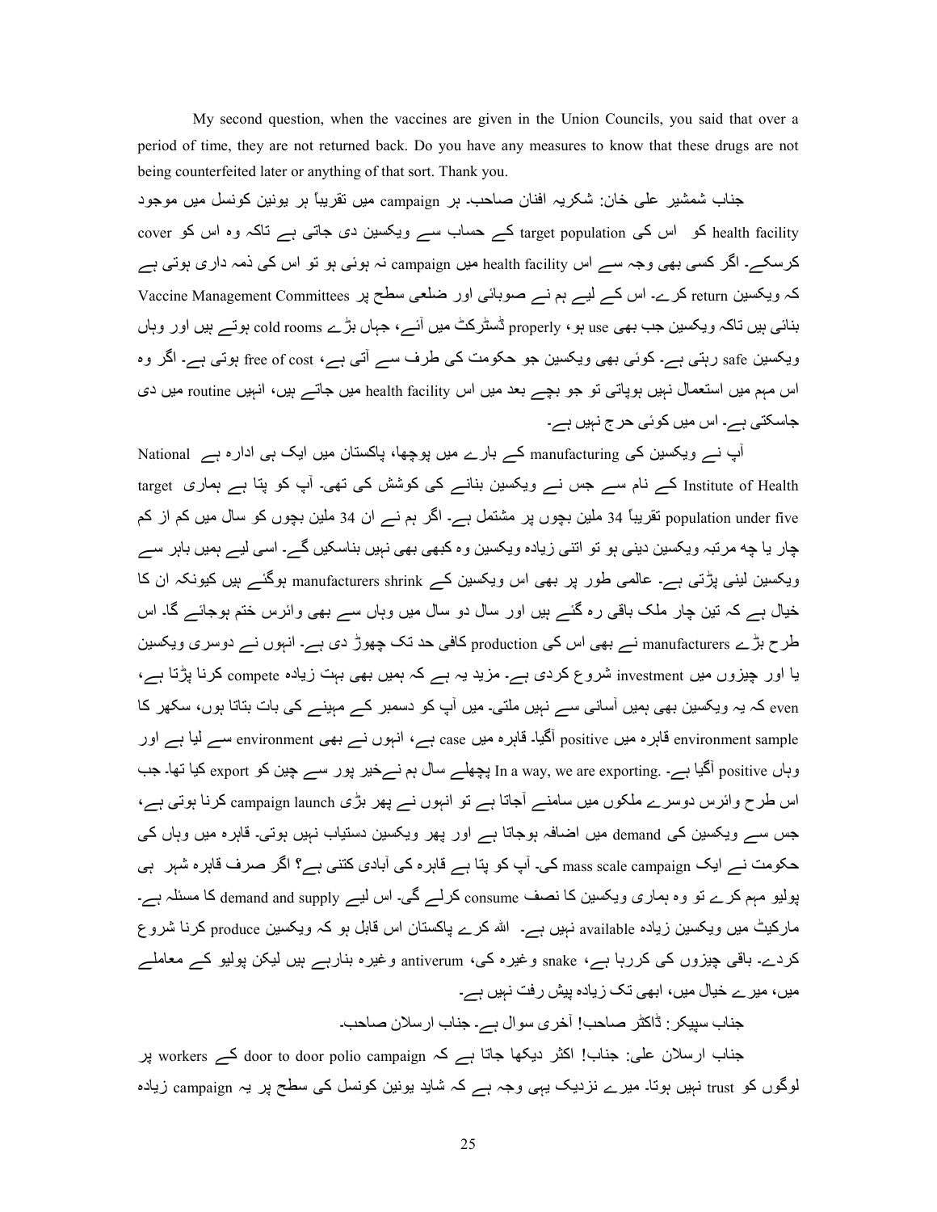My second question, when the vaccines are given in the Union Councils, you said that over a period of time, they are not returned back. Do you have any measures to know that these drugs are not being counterfeited later or anything of that sort. Thank you.

جناب شمشیر علی خان: شکریہ افنان صاحب۔ ہر campaign میں تقریباً ہر یونین کونسل میں موجود health facility کو اس کی target population کے حساب سے ویکسین دی جاتی ہے تاکہ وہ اس کو cover کرسکے۔ اگر کسی بھی وجہ سے اس health facility میں campaign نہ ہوئی ہو تو اس کی ذمہ داری ہوتی ہے کہ ویکسین return کرے۔ اس کے لیے ہم نے صوبائی اور ضلعی سطح پر Vaccine Management Committees بنائی ہیں تاکہ ویکسین جب بھی use ہو، properly ڈسٹرکٹ میں آئے، جہاں بڑے cold rooms ہوتے ہیں اور وہاں ویکسین safe رہتی ہے۔ کوئی بھی ویکسین جو حکومت کی طرف سے آتی ہے، free of cost ہوتی ہے۔ اگر وہ اس مہم میں استعمال نہیں ہوپاتی تو جو بچے بعد میں اس health facility میں جاتے ہیں، انہیں routine میں دی جاسکتی ہے۔ اس میں کوئی حرج نہیں ہے۔

آپ نے ویکسین کی manufacturing کے بارے میں پوچھا، پاکستان میں ایک ہی ادارہ ہے National Institute of Health کے نام سے جس نے ویکسین بنانے کی کوشش کی تھی۔ آپ کو پتا ہے ہماری target population under five تقریباً 34 ملین بچوں پر مشتمل ہے۔ اگر ہم نے ان 34 ملین بچوں کو سال میں کم از کم چار یا چھ مرتبہ ویکسین دینی ہو تو اتنی زیادہ ویکسین وہ کبھی بھی نہیں بناسکیں گے۔ اسی لیے ہمیں باہر سے ویکسین لینی پڑتی ہے۔ عالمی طور پر بھی اس ویکسین کے manufacturers shrink ہوگئے ہیں کیونکہ ان کا خیال ہے کہ تین چار ملک باقی رہ گئے ہیں اور سال دو سال میں وہاں سے بھی وائرس ختم ہوجائے گا۔ اس طرح بڑے manufacturers نے بھی اس کی production کافی حد تک چھوڑ دی ہے۔ انہوں نے دوسری ویکسین یا اور چیزوں میں investment شروع کردی ہے۔ مزید یہ ہے کہ ہمیں بھی بہت زیادہ compete کرنا پڑتا ہے، even کہ یہ ویکسین بھی ہمیں آسانی سے نہیں ملتی۔ میں آپ کو دسمبر کے مہینے کی بات بتاتا ہوں، سکھر کا environment sample قاہرہ میں positive آگیا۔ قاہرہ میں case ہے، انہوں نے بھی environment سے لیا ہے اور وہاں positive آگیا ہے۔ .In a way, we are exporting پچھلے سال ہم نےخیر پور سے چین کو export کیا تھا۔ جب اس طرح وائرس دوسرے ملکوں میں سامنے آجاتا ہے تو انہوں نے پھر بڑی campaign launch کرنا ہوتی ہے، جس سے ویکسین کی demand میں اضافہ ہوجاتا ہے اور پھر ویکسین دستیاب نہیں ہوتی۔ قاہرہ میں وہاں کی حکومت نے ایک mass scale campaign کی۔ آپ کو پتا ہے قاہرہ کی آبادی کتنی ہے؟ اگر صرف قاہرہ شہر ہی پولیو مہم کرے تو وہ ہماری ویکسین کا نصف consume کرلے گی۔ اس لیے demand and supply کا مسئلہ ہے۔ مارکیٹ میں ویکسین زیادہ available نہیں ہے۔ اللہ کرے پاکستان اس قابل ہو کہ ویکسین produce کرنا شروع کردے۔ باقی چیزوں کی کررہا ہے، snake وغیرہ کی، antiverum وغیرہ بنارہے ہیں لیکن پولیو کے معاملے میں، میرے خیال میں، ابھی تک زیادہ پیش رفت نہیں ہے۔

جناب سپیکر: ڈاکٹر صاحب! آخری سوال ہے۔ جناب ارسلان صاحب۔

جناب ارسلان علی: جناب! اکثر دیکھا جاتا ہے کہ door to door polio campaign کے workers پر لوگوں کو trust نہیں ہوتا۔ میرے نزدیک یہی وجہ ہے کہ شاید یونین کونسل کی سطح پر یہ campaign زیادہ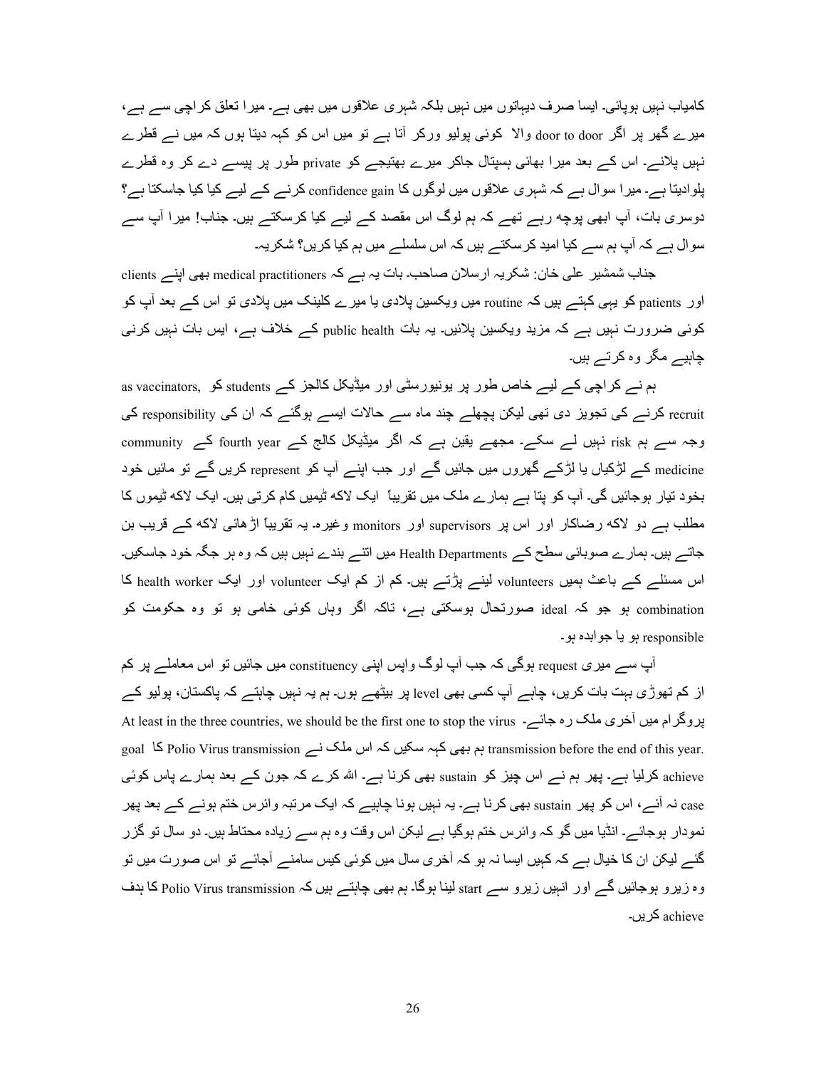کامیاب نہیں ہوپائی۔ ایسا صرف دیہاتوں میں نہیں بلکہ شہری علاقوں میں بھی ہے۔ میرا تعلق کراچی سے ہے، میرے گھر پر اگر door to door والا کوئی پولیو ورکر آتا ہے تو میں اس کو کہہ دیتا ہوں کہ میں نے قطرے نہیں پلانے۔ اس کے بعد میرا بھائی ہسپتال جاکر میرے بھتیجے کو private طور پر پیسے دے کر وہ قطرے پلوادیتا ہے۔ میرا سوال ہے کہ شہری علاقوں میں لوگوں کا confidence gain کرنے کے لیے کیا کیا جاسکتا ہے؟ دوسری بات، آپ ابھی پوچھ رہے تھے کہ ہم لوگ اس مقصد کے لیے کیا کرسکتے ہیں۔ جناب! میرا آپ سے سوال ہے کہ آپ ہم سے کیا امید کرسکتے ہیں کہ اس سلسلے میں ہم کیا کریں؟ شکریہ۔

جناب شمشیر علی خان: شکریہ ارسلان صاحب۔ بات یہ ہے کہ medical practitioners بھی اپنے clients اور patients کو یہی کہتے ہیں کہ routine میں ویکسین پلادی یا میرے کلینک میں پلادی تو اس کے بعد آپ کو کوئی ضرورت نہیں ہے کہ مزید ویکسین پلائیں۔ یہ بات public health کے خلاف ہے، ایس بات نہیں کرنی چاہیے مگر وہ کرتے ہیں۔

ہم نے کراچی کے لیے خاص طور پر یونیورسٹی اور میڈیکل کالجز کے students کو as vaccinators, recruit کرنے کی تجویز دی تھی لیکن پچھلے چند ماہ سے حالات ایسے ہوگئے کہ ان کی responsibility کی وجہ سے ہم risk نہیں لے سکے۔ مجھے یقین ہے کہ اگر میڈیکل کالج کے fourth year کے community medicine کے لڑکیاں یا لڑکے گھروں میں جائیں گے اور جب اپنے آپ کو represent کریں گے تو مائیں خود بخود تیار ہوجائیں گی۔ آپ کو پتا ہے ہمارے ملک میں تقریباً ایک لاکھ ٹیمیں کام کرتی ہیں۔ ایک لاکھ ٹیموں کا مطلب ہے دو لاکھ رضاکار اور اس پر supervisors اور monitors وغیرہ۔ یہ تقریباً اڑھائی لاکھ کے قریب بن جاتے ہیں۔ ہمارے صوبائی سطح کے Health Departments میں اتنے بندے نہیں ہیں کہ وہ ہر جگہ خود جاسکیں۔ اس مسئلے کے باعث ہمیں volunteers لینے پڑتے ہیں۔ کم از کم ایک volunteer اور ایک health worker کا combination ہو جو کہ ideal صورتحال ہوسکتی ہے، تاکہ اگر وہاں کوئی خامی ہو تو وہ حکومت کو responsible ہو یا جوابدہ ہو۔

آپ سے میری request ہوگی کہ جب آپ لوگ واپس اپنی constituency میں جائیں تو اس معاملے پر کم از کم تھوڑی بہت بات کریں، چاہے آپ کسی بھی level پر بیٹھے ہوں۔ ہم یہ نہیں چاہتے کہ پاکستان، پولیو کے پروگرام میں آخری ملک رہ جائے۔ At least in the three countries, we should be the first one to stop the virus transmission before the end of this year. ہم بھی کہہ سکیں کہ اس ملک نے Polio Virus transmission کا goal achieve کرلیا ہے۔ پھر ہم نے اس چیز کو sustain بھی کرنا ہے۔ اللہ کرے کہ جون کے بعد ہمارے پاس کوئی case نہ آئے، اس کو پھر sustain بھی کرنا ہے۔ یہ نہیں ہونا چاہیے کہ ایک مرتبہ وائرس ختم ہونے کے بعد پھر نمودار ہوجائے۔ انڈیا میں گو کہ وائرس ختم ہوگیا ہے لیکن اس وقت وہ ہم سے زیادہ محتاط ہیں۔ دو سال تو گزر گئے لیکن ان کا خیال ہے کہ کہیں ایسا نہ ہو کہ آخری سال میں کوئی کیس سامنے آجائے تو اس صورت میں تو وہ زیرو ہوجائیں گے اور انہیں زیرو سے start لینا ہوگا۔ ہم بھی چاہتے ہیں کہ Polio Virus transmission کا ہدف achieve کریں۔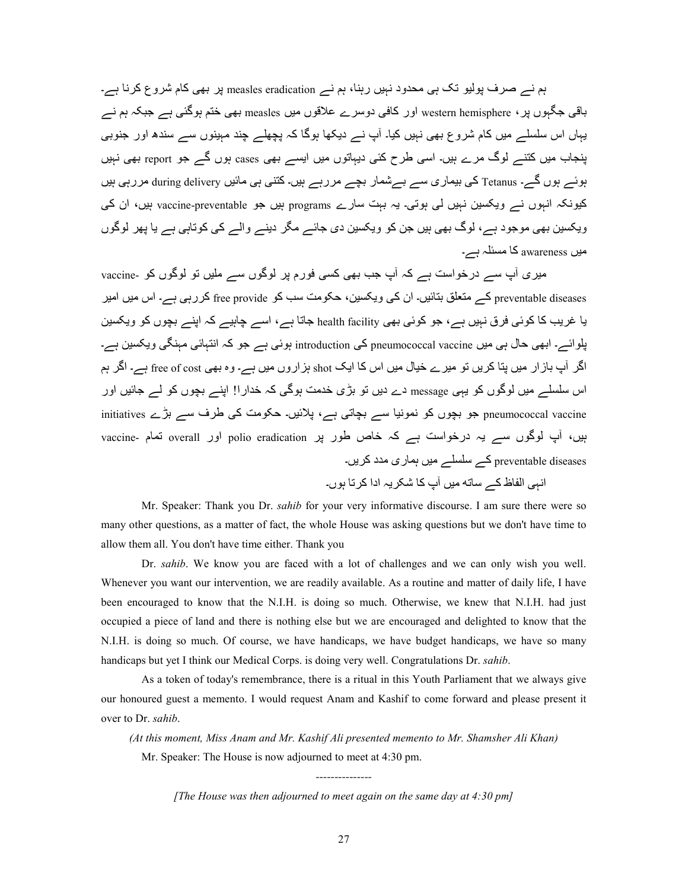ہم نے صرف پولیو تک ہی محدود نہیں رہنا، ہم نے measles eradication پر بھی کام شروع کرنا ہے۔ باقی جگہوں پر، western hemisphere اور کافی دوسرے علاقوں میں measles بھی ختم ہوگئی ہے جبکہ ہم نے یہاں اس سلسلے میں کام شروع بھی نہیں کیا۔ آپ نے دیکھا ہوگا کہ پچھلے چند مہینوں سے سندھ اور جنوبی پنجاب میں کتنے لوگ مرے ہیں۔ اسی طرح کئی دیہاتوں میں ایسے بھی cases ہوں گے جو report بھی نہیں ہوئے ہوں گے۔ Tetanus کی بیماری سے بےشمار بچے مررہے ہیں۔ کتنی ہی مائیں during delivery مررہی ہیں کیونکہ انہوں نے ویکسین نہیں لی ہوتی۔ یہ بہت سارے programs ہیں جو vaccine-preventable ہیں، ان کی ویکسین بھی موجود ہے، لوگ بھی ہیں جن کو ویکسین دی جائے مگر دینے والے کی کوتاہی ہے یا پھر لوگوں میں awareness کا مسئلہ ہے۔

میری آپ سے درخواست ہے کہ آپ جب بھی کسی فورم پر لوگوں سے ملیں تو لوگوں کو vaccine-preventable diseases کے متعلق بتائیں۔ ان کی ویکسین، حکومت سب کو free provide کررہی ہے۔ اس میں امیر یا غریب کا کوئی فرق نہیں ہے، جو کوئی بھی health facility جاتا ہے، اسے چاہیے کہ اپنے بچوں کو ویکسین پلوائے۔ ابھی حال ہی میں pneumococcal vaccine کی introduction ہوئی ہے جو کہ انتہائی مہنگی ویکسین ہے۔ اگر آپ بازار میں پتا کریں تو میرے خیال میں اس کا ایک shot ہزاروں میں ہے۔ وہ بھی free of cost ہے۔ اگر ہم اس سلسلے میں لوگوں کو یہی message دے دیں تو بڑی خدمت ہوگی کہ خدارا! اپنے بچوں کو لے جائیں اور pneumococcal vaccine جو بچوں کو نمونیا سے بچاتی ہے، پلائیں۔ حکومت کی طرف سے بڑے initiatives ہیں، آپ لوگوں سے یہ درخواست ہے کہ خاص طور پر polio eradication اور overall تمام vaccine-preventable diseases کے سلسلے میں ہماری مدد کریں۔

انہی الفاظ کے ساتھ میں آپ کا شکریہ ادا کرتا ہوں۔

Mr. Speaker: Thank you Dr. *sahib* for your very informative discourse. I am sure there were so many other questions, as a matter of fact, the whole House was asking questions but we don't have time to allow them all. You don't have time either. Thank you

Dr. *sahib*. We know you are faced with a lot of challenges and we can only wish you well. Whenever you want our intervention, we are readily available. As a routine and matter of daily life, I have been encouraged to know that the N.I.H. is doing so much. Otherwise, we knew that N.I.H. had just occupied a piece of land and there is nothing else but we are encouraged and delighted to know that the N.I.H. is doing so much. Of course, we have handicaps, we have budget handicaps, we have so many handicaps but yet I think our Medical Corps. is doing very well. Congratulations Dr. *sahib*.

As a token of today's remembrance, there is a ritual in this Youth Parliament that we always give our honoured guest a memento. I would request Anam and Kashif to come forward and please present it over to Dr. *sahib*.

*(At this moment, Miss Anam and Mr. Kashif Ali presented memento to Mr. Shamsher Ali Khan)*

Mr. Speaker: The House is now adjourned to meet at 4:30 pm.

---------------

*[The House was then adjourned to meet again on the same day at 4:30 pm]*